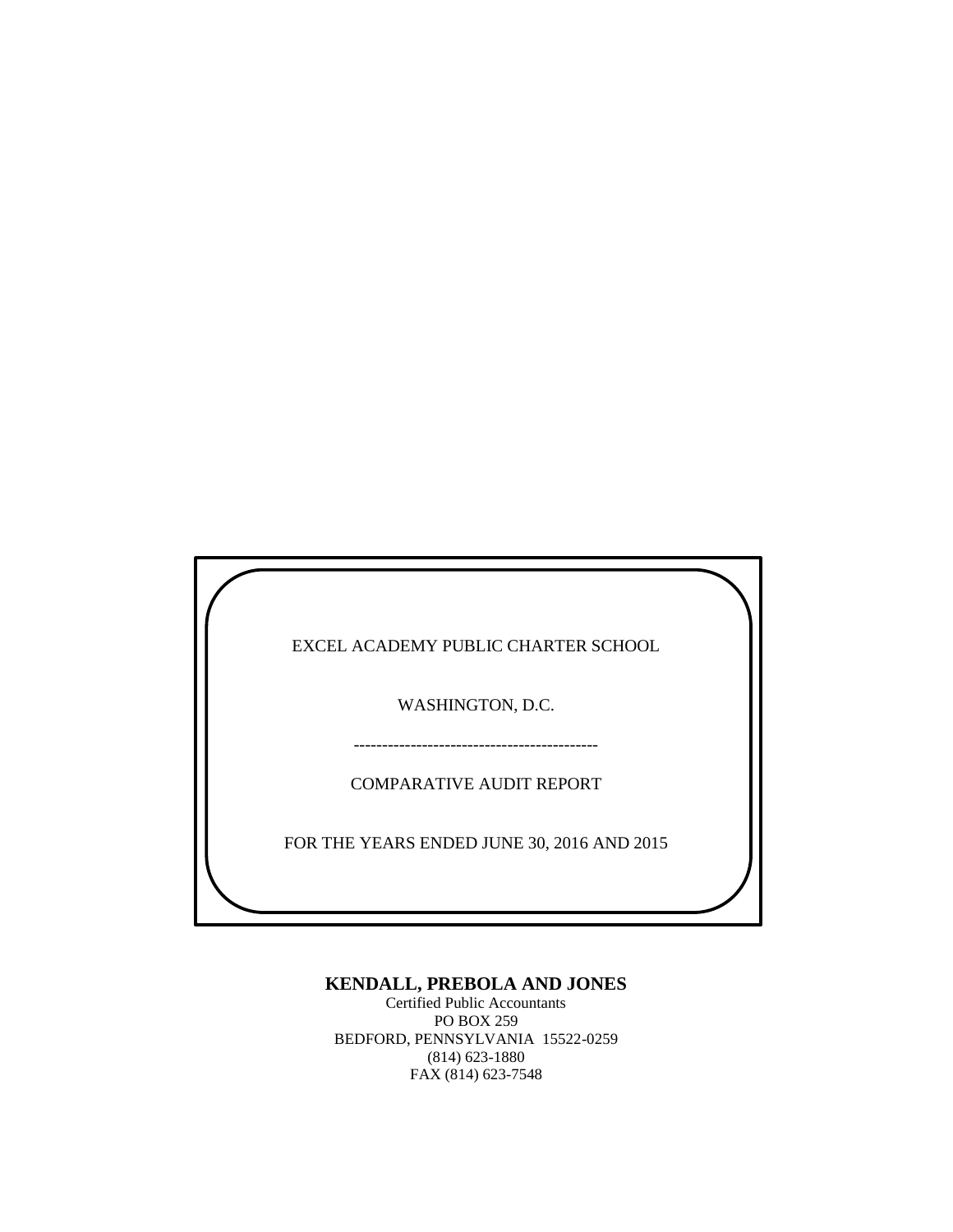EXCEL ACADEMY PUBLIC CHARTER SCHOOL

WASHINGTON, D.C.

-------------------------------------------

COMPARATIVE AUDIT REPORT

FOR THE YEARS ENDED JUNE 30, 2016 AND 2015

**KENDALL, PREBOLA AND JONES**
Certified Public Accountants
PO BOX 259
BEDFORD, PENNSYLVANIA 15522-0259
(814) 623-1880
FAX (814) 623-7548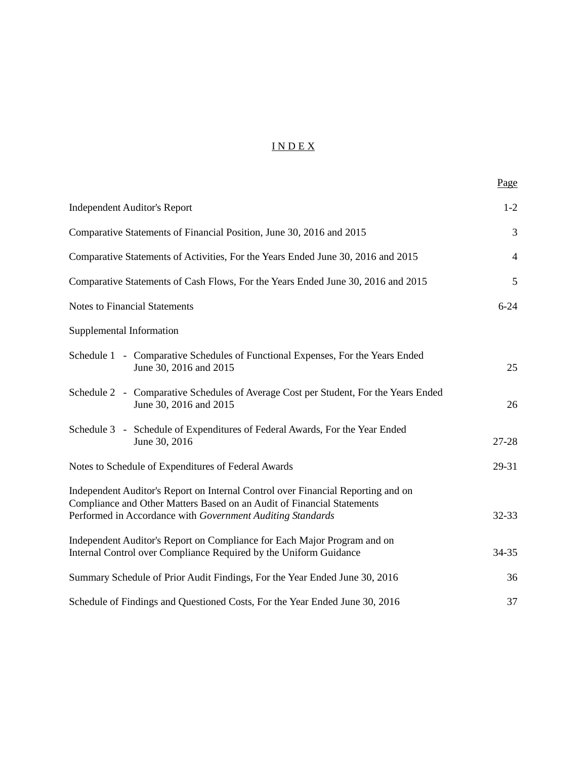# I N D E X

| | Page |
|---|---|
| Independent Auditor's Report | 1-2 |
| Comparative Statements of Financial Position, June 30, 2016 and 2015 | 3 |
| Comparative Statements of Activities, For the Years Ended June 30, 2016 and 2015 | 4 |
| Comparative Statements of Cash Flows, For the Years Ended June 30, 2016 and 2015 | 5 |
| Notes to Financial Statements | 6-24 |
| Supplemental Information | |
| Schedule 1 - Comparative Schedules of Functional Expenses, For the Years Ended June 30, 2016 and 2015 | 25 |
| Schedule 2 - Comparative Schedules of Average Cost per Student, For the Years Ended June 30, 2016 and 2015 | 26 |
| Schedule 3 - Schedule of Expenditures of Federal Awards, For the Year Ended June 30, 2016 | 27-28 |
| Notes to Schedule of Expenditures of Federal Awards | 29-31 |
| Independent Auditor's Report on Internal Control over Financial Reporting and on Compliance and Other Matters Based on an Audit of Financial Statements Performed in Accordance with *Government Auditing Standards* | 32-33 |
| Independent Auditor's Report on Compliance for Each Major Program and on Internal Control over Compliance Required by the Uniform Guidance | 34-35 |
| Summary Schedule of Prior Audit Findings, For the Year Ended June 30, 2016 | 36 |
| Schedule of Findings and Questioned Costs, For the Year Ended June 30, 2016 | 37 |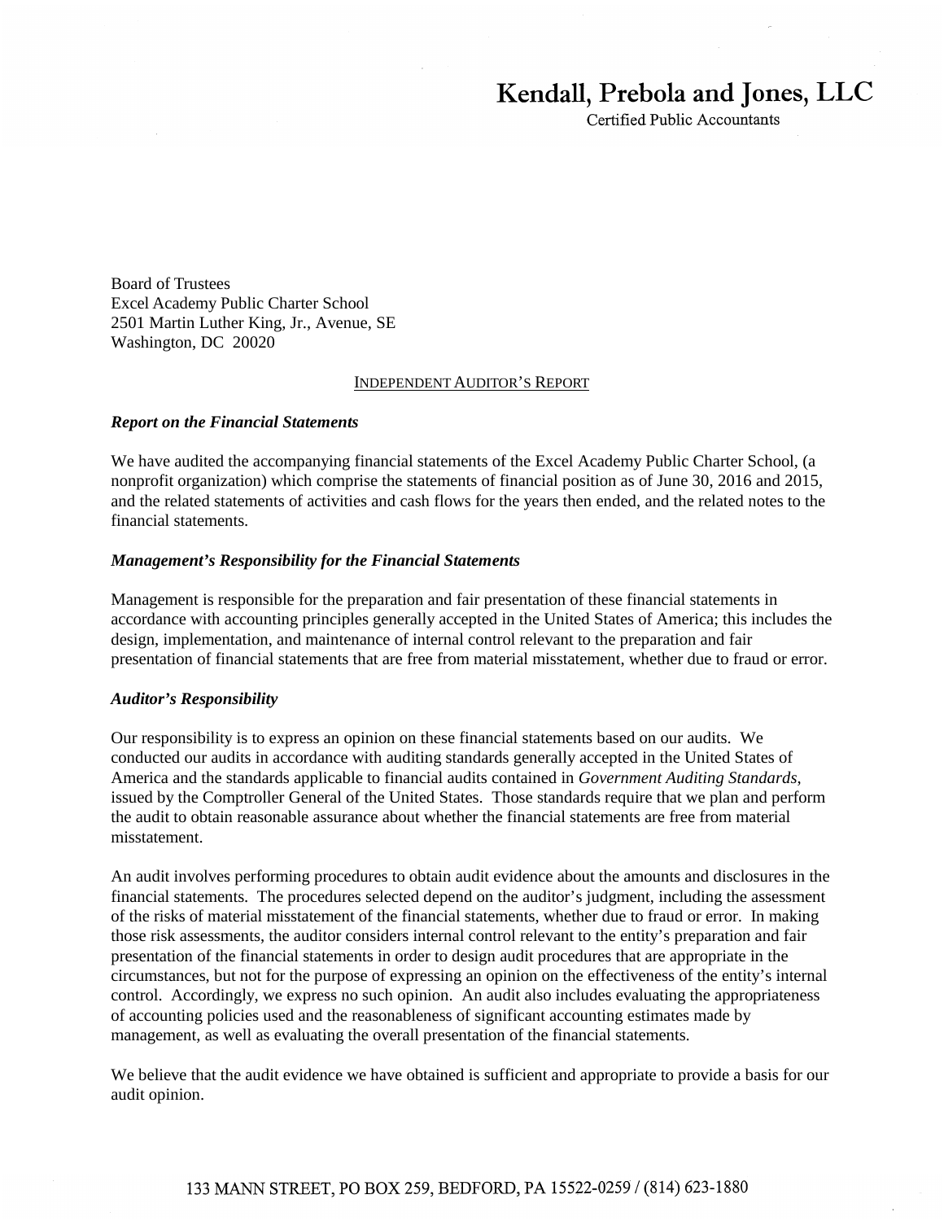# Kendall, Prebola and Jones, LLC

Certified Public Accountants

Board of Trustees
Excel Academy Public Charter School
2501 Martin Luther King, Jr., Avenue, SE
Washington, DC 20020

## INDEPENDENT AUDITOR'S REPORT

***Report on the Financial Statements***

We have audited the accompanying financial statements of the Excel Academy Public Charter School, (a nonprofit organization) which comprise the statements of financial position as of June 30, 2016 and 2015, and the related statements of activities and cash flows for the years then ended, and the related notes to the financial statements.

***Management's Responsibility for the Financial Statements***

Management is responsible for the preparation and fair presentation of these financial statements in accordance with accounting principles generally accepted in the United States of America; this includes the design, implementation, and maintenance of internal control relevant to the preparation and fair presentation of financial statements that are free from material misstatement, whether due to fraud or error.

***Auditor's Responsibility***

Our responsibility is to express an opinion on these financial statements based on our audits. We conducted our audits in accordance with auditing standards generally accepted in the United States of America and the standards applicable to financial audits contained in *Government Auditing Standards*, issued by the Comptroller General of the United States. Those standards require that we plan and perform the audit to obtain reasonable assurance about whether the financial statements are free from material misstatement.

An audit involves performing procedures to obtain audit evidence about the amounts and disclosures in the financial statements. The procedures selected depend on the auditor's judgment, including the assessment of the risks of material misstatement of the financial statements, whether due to fraud or error. In making those risk assessments, the auditor considers internal control relevant to the entity's preparation and fair presentation of the financial statements in order to design audit procedures that are appropriate in the circumstances, but not for the purpose of expressing an opinion on the effectiveness of the entity's internal control. Accordingly, we express no such opinion. An audit also includes evaluating the appropriateness of accounting policies used and the reasonableness of significant accounting estimates made by management, as well as evaluating the overall presentation of the financial statements.

We believe that the audit evidence we have obtained is sufficient and appropriate to provide a basis for our audit opinion.

133 MANN STREET, PO BOX 259, BEDFORD, PA 15522-0259 / (814) 623-1880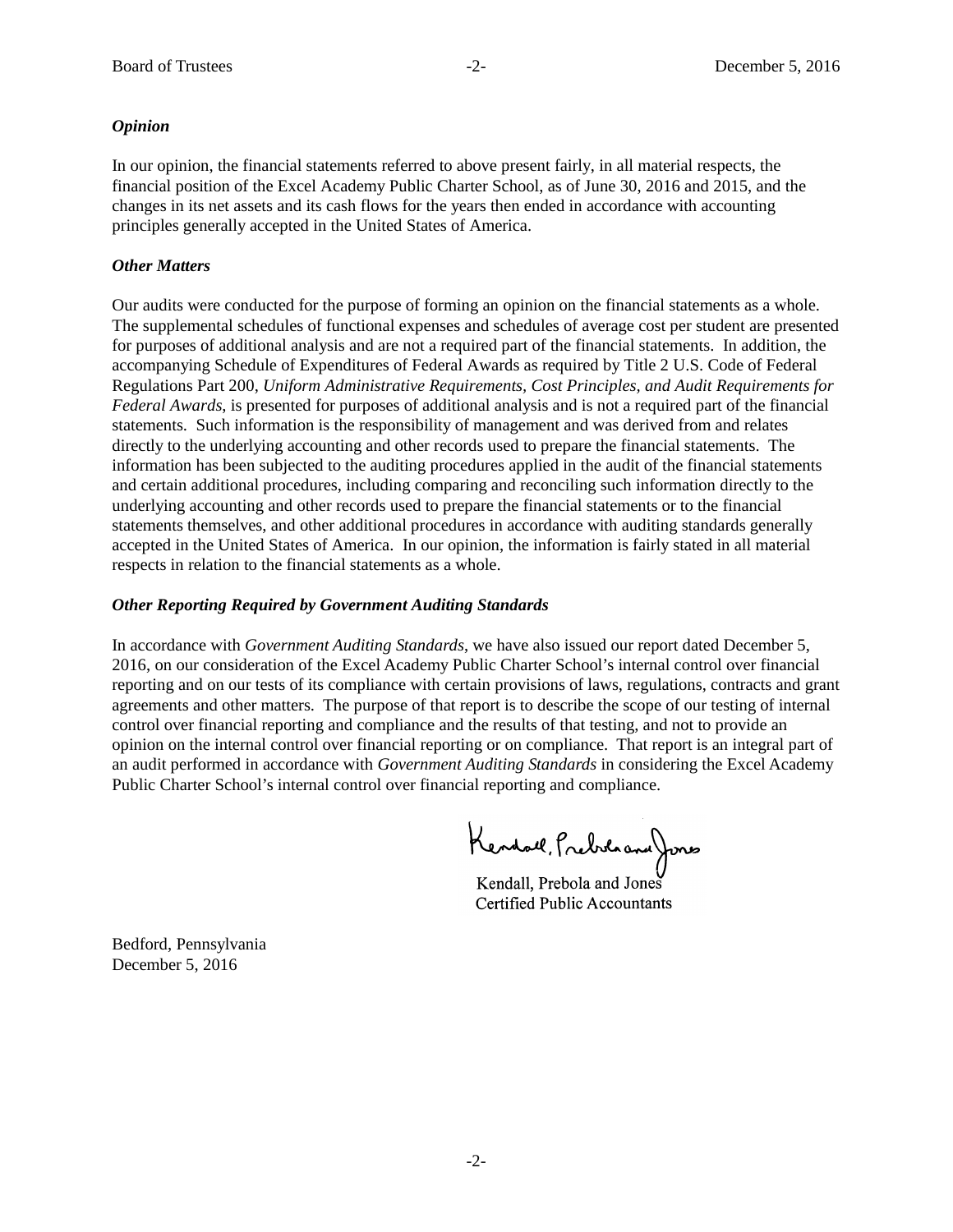### *Opinion*

In our opinion, the financial statements referred to above present fairly, in all material respects, the financial position of the Excel Academy Public Charter School, as of June 30, 2016 and 2015, and the changes in its net assets and its cash flows for the years then ended in accordance with accounting principles generally accepted in the United States of America.

### *Other Matters*

Our audits were conducted for the purpose of forming an opinion on the financial statements as a whole. The supplemental schedules of functional expenses and schedules of average cost per student are presented for purposes of additional analysis and are not a required part of the financial statements. In addition, the accompanying Schedule of Expenditures of Federal Awards as required by Title 2 U.S. Code of Federal Regulations Part 200, *Uniform Administrative Requirements, Cost Principles, and Audit Requirements for Federal Awards,* is presented for purposes of additional analysis and is not a required part of the financial statements. Such information is the responsibility of management and was derived from and relates directly to the underlying accounting and other records used to prepare the financial statements. The information has been subjected to the auditing procedures applied in the audit of the financial statements and certain additional procedures, including comparing and reconciling such information directly to the underlying accounting and other records used to prepare the financial statements or to the financial statements themselves, and other additional procedures in accordance with auditing standards generally accepted in the United States of America. In our opinion, the information is fairly stated in all material respects in relation to the financial statements as a whole.

### *Other Reporting Required by Government Auditing Standards*

In accordance with *Government Auditing Standards*, we have also issued our report dated December 5, 2016, on our consideration of the Excel Academy Public Charter School's internal control over financial reporting and on our tests of its compliance with certain provisions of laws, regulations, contracts and grant agreements and other matters. The purpose of that report is to describe the scope of our testing of internal control over financial reporting and compliance and the results of that testing, and not to provide an opinion on the internal control over financial reporting or on compliance. That report is an integral part of an audit performed in accordance with *Government Auditing Standards* in considering the Excel Academy Public Charter School's internal control over financial reporting and compliance.

Kendall, Prebola and Jones
Certified Public Accountants

Bedford, Pennsylvania
December 5, 2016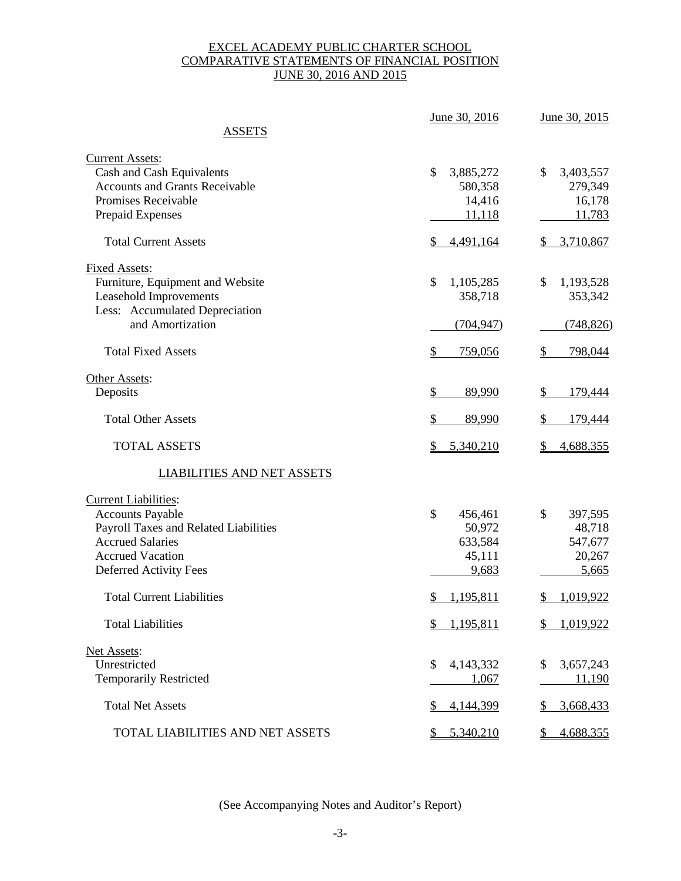EXCEL ACADEMY PUBLIC CHARTER SCHOOL
COMPARATIVE STATEMENTS OF FINANCIAL POSITION
JUNE 30, 2016 AND 2015

| | June 30, 2016 | June 30, 2015 |
|---|---|---|
| **ASSETS** | | |
| Current Assets: | | |
| Cash and Cash Equivalents | $ 3,885,272 | $ 3,403,557 |
| Accounts and Grants Receivable | 580,358 | 279,349 |
| Promises Receivable | 14,416 | 16,178 |
| Prepaid Expenses | 11,118 | 11,783 |
| Total Current Assets | $ 4,491,164 | $ 3,710,867 |
| Fixed Assets: | | |
| Furniture, Equipment and Website | $ 1,105,285 | $ 1,193,528 |
| Leasehold Improvements | 358,718 | 353,342 |
| Less: Accumulated Depreciation and Amortization | (704,947) | (748,826) |
| Total Fixed Assets | $ 759,056 | $ 798,044 |
| Other Assets: | | |
| Deposits | $ 89,990 | $ 179,444 |
| Total Other Assets | $ 89,990 | $ 179,444 |
| TOTAL ASSETS | $ 5,340,210 | $ 4,688,355 |
| **LIABILITIES AND NET ASSETS** | | |
| Current Liabilities: | | |
| Accounts Payable | $ 456,461 | $ 397,595 |
| Payroll Taxes and Related Liabilities | 50,972 | 48,718 |
| Accrued Salaries | 633,584 | 547,677 |
| Accrued Vacation | 45,111 | 20,267 |
| Deferred Activity Fees | 9,683 | 5,665 |
| Total Current Liabilities | $ 1,195,811 | $ 1,019,922 |
| Total Liabilities | $ 1,195,811 | $ 1,019,922 |
| Net Assets: | | |
| Unrestricted | $ 4,143,332 | $ 3,657,243 |
| Temporarily Restricted | 1,067 | 11,190 |
| Total Net Assets | $ 4,144,399 | $ 3,668,433 |
| TOTAL LIABILITIES AND NET ASSETS | $ 5,340,210 | $ 4,688,355 |

(See Accompanying Notes and Auditor's Report)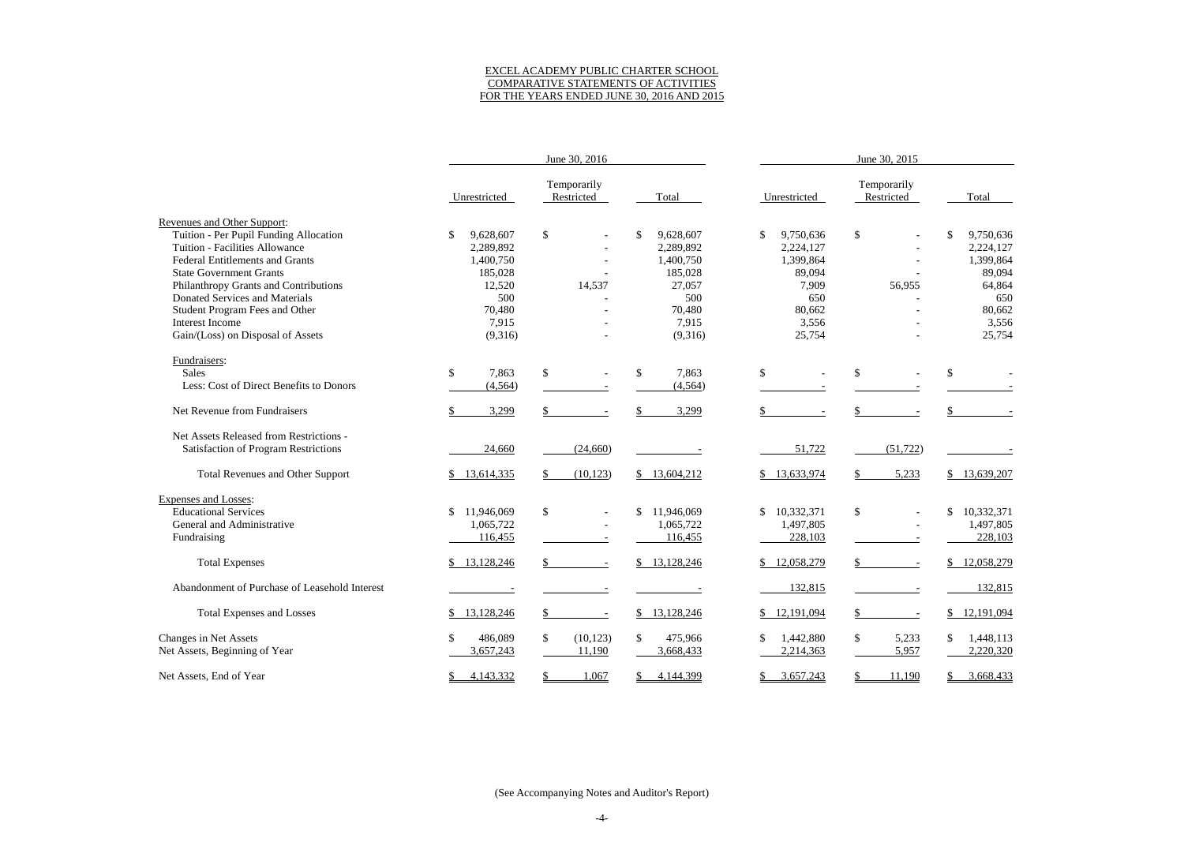EXCEL ACADEMY PUBLIC CHARTER SCHOOL
COMPARATIVE STATEMENTS OF ACTIVITIES
FOR THE YEARS ENDED JUNE 30, 2016 AND 2015

| | June 30, 2016 | | | June 30, 2015 | | |
|---|---|---|---|---|---|---|
| | Unrestricted | Temporarily Restricted | Total | Unrestricted | Temporarily Restricted | Total |
| Revenues and Other Support: | | | | | | |
| Tuition - Per Pupil Funding Allocation | $ 9,628,607 | $ - | $ 9,628,607 | $ 9,750,636 | $ - | $ 9,750,636 |
| Tuition - Facilities Allowance | 2,289,892 | - | 2,289,892 | 2,224,127 | - | 2,224,127 |
| Federal Entitlements and Grants | 1,400,750 | - | 1,400,750 | 1,399,864 | - | 1,399,864 |
| State Government Grants | 185,028 | - | 185,028 | 89,094 | - | 89,094 |
| Philanthropy Grants and Contributions | 12,520 | 14,537 | 27,057 | 7,909 | 56,955 | 64,864 |
| Donated Services and Materials | 500 | - | 500 | 650 | - | 650 |
| Student Program Fees and Other | 70,480 | - | 70,480 | 80,662 | - | 80,662 |
| Interest Income | 7,915 | - | 7,915 | 3,556 | - | 3,556 |
| Gain/(Loss) on Disposal of Assets | (9,316) | - | (9,316) | 25,754 | - | 25,754 |
| Fundraisers: | | | | | | |
| Sales | $ 7,863 | $ - | $ 7,863 | $ - | $ - | $ - |
| Less: Cost of Direct Benefits to Donors | (4,564) | - | (4,564) | - | - | - |
| Net Revenue from Fundraisers | $ 3,299 | $ - | $ 3,299 | $ - | $ - | $ - |
| Net Assets Released from Restrictions - Satisfaction of Program Restrictions | 24,660 | (24,660) | - | 51,722 | (51,722) | - |
| Total Revenues and Other Support | $ 13,614,335 | $ (10,123) | $ 13,604,212 | $ 13,633,974 | $ 5,233 | $ 13,639,207 |
| Expenses and Losses: | | | | | | |
| Educational Services | $ 11,946,069 | $ - | $ 11,946,069 | $ 10,332,371 | $ - | $ 10,332,371 |
| General and Administrative | 1,065,722 | - | 1,065,722 | 1,497,805 | - | 1,497,805 |
| Fundraising | 116,455 | - | 116,455 | 228,103 | - | 228,103 |
| Total Expenses | $ 13,128,246 | $ - | $ 13,128,246 | $ 12,058,279 | $ - | $ 12,058,279 |
| Abandonment of Purchase of Leasehold Interest | - | - | - | 132,815 | - | 132,815 |
| Total Expenses and Losses | $ 13,128,246 | $ - | $ 13,128,246 | $ 12,191,094 | $ - | $ 12,191,094 |
| Changes in Net Assets | $ 486,089 | $ (10,123) | $ 475,966 | $ 1,442,880 | $ 5,233 | $ 1,448,113 |
| Net Assets, Beginning of Year | 3,657,243 | 11,190 | 3,668,433 | 2,214,363 | 5,957 | 2,220,320 |
| Net Assets, End of Year | $ 4,143,332 | $ 1,067 | $ 4,144,399 | $ 3,657,243 | $ 11,190 | $ 3,668,433 |

(See Accompanying Notes and Auditor's Report)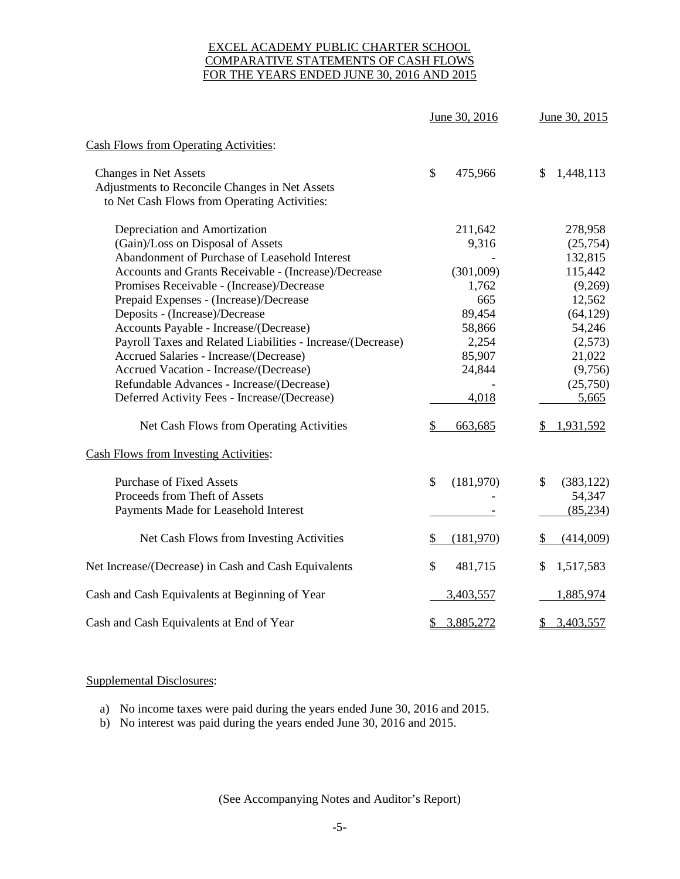EXCEL ACADEMY PUBLIC CHARTER SCHOOL
COMPARATIVE STATEMENTS OF CASH FLOWS
FOR THE YEARS ENDED JUNE 30, 2016 AND 2015

| | June 30, 2016 | June 30, 2015 |
|---|---|---|
| **Cash Flows from Operating Activities:** | | |
| Changes in Net Assets | $ 475,966 | $ 1,448,113 |
| Adjustments to Reconcile Changes in Net Assets to Net Cash Flows from Operating Activities: | | |
| Depreciation and Amortization | 211,642 | 278,958 |
| (Gain)/Loss on Disposal of Assets | 9,316 | (25,754) |
| Abandonment of Purchase of Leasehold Interest | - | 132,815 |
| Accounts and Grants Receivable - (Increase)/Decrease | (301,009) | 115,442 |
| Promises Receivable - (Increase)/Decrease | 1,762 | (9,269) |
| Prepaid Expenses - (Increase)/Decrease | 665 | 12,562 |
| Deposits - (Increase)/Decrease | 89,454 | (64,129) |
| Accounts Payable - Increase/(Decrease) | 58,866 | 54,246 |
| Payroll Taxes and Related Liabilities - Increase/(Decrease) | 2,254 | (2,573) |
| Accrued Salaries - Increase/(Decrease) | 85,907 | 21,022 |
| Accrued Vacation - Increase/(Decrease) | 24,844 | (9,756) |
| Refundable Advances - Increase/(Decrease) | - | (25,750) |
| Deferred Activity Fees - Increase/(Decrease) | 4,018 | 5,665 |
| Net Cash Flows from Operating Activities | $ 663,685 | $ 1,931,592 |
| **Cash Flows from Investing Activities:** | | |
| Purchase of Fixed Assets | $ (181,970) | $ (383,122) |
| Proceeds from Theft of Assets | - | 54,347 |
| Payments Made for Leasehold Interest | - | (85,234) |
| Net Cash Flows from Investing Activities | $ (181,970) | $ (414,009) |
| Net Increase/(Decrease) in Cash and Cash Equivalents | $ 481,715 | $ 1,517,583 |
| Cash and Cash Equivalents at Beginning of Year | 3,403,557 | 1,885,974 |
| Cash and Cash Equivalents at End of Year | $ 3,885,272 | $ 3,403,557 |

Supplemental Disclosures:

a) No income taxes were paid during the years ended June 30, 2016 and 2015.
b) No interest was paid during the years ended June 30, 2016 and 2015.

(See Accompanying Notes and Auditor's Report)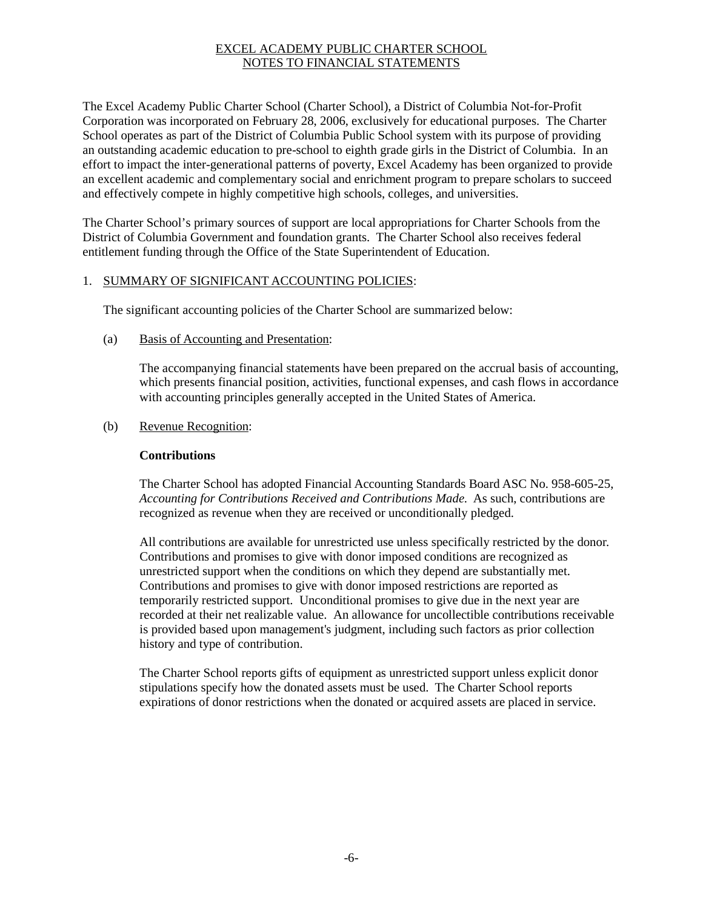# EXCEL ACADEMY PUBLIC CHARTER SCHOOL
## NOTES TO FINANCIAL STATEMENTS

The Excel Academy Public Charter School (Charter School), a District of Columbia Not-for-Profit Corporation was incorporated on February 28, 2006, exclusively for educational purposes. The Charter School operates as part of the District of Columbia Public School system with its purpose of providing an outstanding academic education to pre-school to eighth grade girls in the District of Columbia. In an effort to impact the inter-generational patterns of poverty, Excel Academy has been organized to provide an excellent academic and complementary social and enrichment program to prepare scholars to succeed and effectively compete in highly competitive high schools, colleges, and universities.

The Charter School's primary sources of support are local appropriations for Charter Schools from the District of Columbia Government and foundation grants. The Charter School also receives federal entitlement funding through the Office of the State Superintendent of Education.

1. SUMMARY OF SIGNIFICANT ACCOUNTING POLICIES:

   The significant accounting policies of the Charter School are summarized below:

   (a) Basis of Accounting and Presentation:

   The accompanying financial statements have been prepared on the accrual basis of accounting, which presents financial position, activities, functional expenses, and cash flows in accordance with accounting principles generally accepted in the United States of America.

   (b) Revenue Recognition:

   **Contributions**

   The Charter School has adopted Financial Accounting Standards Board ASC No. 958-605-25, *Accounting for Contributions Received and Contributions Made.* As such, contributions are recognized as revenue when they are received or unconditionally pledged.

   All contributions are available for unrestricted use unless specifically restricted by the donor. Contributions and promises to give with donor imposed conditions are recognized as unrestricted support when the conditions on which they depend are substantially met. Contributions and promises to give with donor imposed restrictions are reported as temporarily restricted support. Unconditional promises to give due in the next year are recorded at their net realizable value. An allowance for uncollectible contributions receivable is provided based upon management's judgment, including such factors as prior collection history and type of contribution.

   The Charter School reports gifts of equipment as unrestricted support unless explicit donor stipulations specify how the donated assets must be used. The Charter School reports expirations of donor restrictions when the donated or acquired assets are placed in service.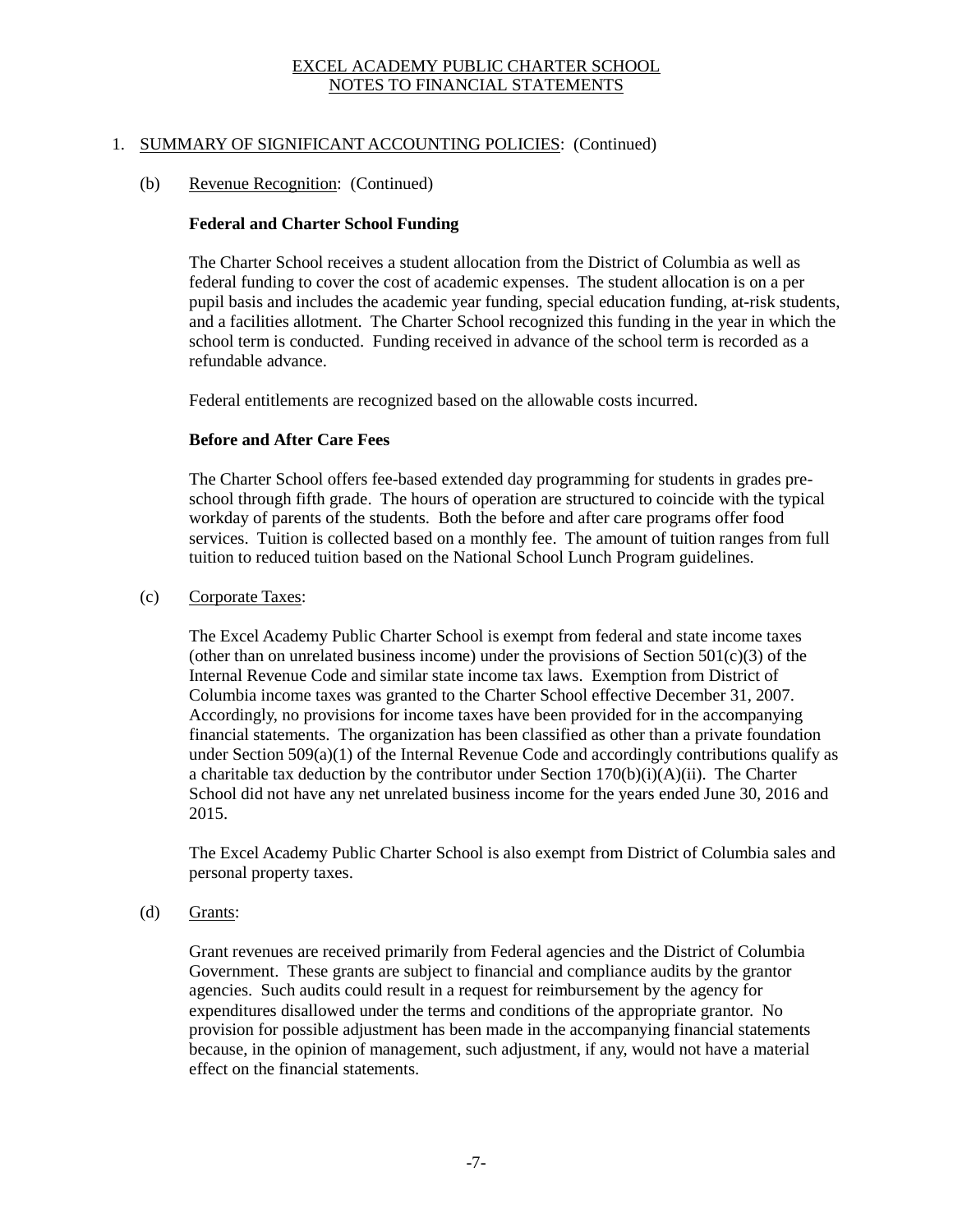EXCEL ACADEMY PUBLIC CHARTER SCHOOL
NOTES TO FINANCIAL STATEMENTS

1. SUMMARY OF SIGNIFICANT ACCOUNTING POLICIES: (Continued)

   (b) Revenue Recognition: (Continued)

   **Federal and Charter School Funding**

   The Charter School receives a student allocation from the District of Columbia as well as federal funding to cover the cost of academic expenses. The student allocation is on a per pupil basis and includes the academic year funding, special education funding, at-risk students, and a facilities allotment. The Charter School recognized this funding in the year in which the school term is conducted. Funding received in advance of the school term is recorded as a refundable advance.

   Federal entitlements are recognized based on the allowable costs incurred.

   **Before and After Care Fees**

   The Charter School offers fee-based extended day programming for students in grades pre-school through fifth grade. The hours of operation are structured to coincide with the typical workday of parents of the students. Both the before and after care programs offer food services. Tuition is collected based on a monthly fee. The amount of tuition ranges from full tuition to reduced tuition based on the National School Lunch Program guidelines.

   (c) Corporate Taxes:

   The Excel Academy Public Charter School is exempt from federal and state income taxes (other than on unrelated business income) under the provisions of Section 501(c)(3) of the Internal Revenue Code and similar state income tax laws. Exemption from District of Columbia income taxes was granted to the Charter School effective December 31, 2007. Accordingly, no provisions for income taxes have been provided for in the accompanying financial statements. The organization has been classified as other than a private foundation under Section 509(a)(1) of the Internal Revenue Code and accordingly contributions qualify as a charitable tax deduction by the contributor under Section 170(b)(i)(A)(ii). The Charter School did not have any net unrelated business income for the years ended June 30, 2016 and 2015.

   The Excel Academy Public Charter School is also exempt from District of Columbia sales and personal property taxes.

   (d) Grants:

   Grant revenues are received primarily from Federal agencies and the District of Columbia Government. These grants are subject to financial and compliance audits by the grantor agencies. Such audits could result in a request for reimbursement by the agency for expenditures disallowed under the terms and conditions of the appropriate grantor. No provision for possible adjustment has been made in the accompanying financial statements because, in the opinion of management, such adjustment, if any, would not have a material effect on the financial statements.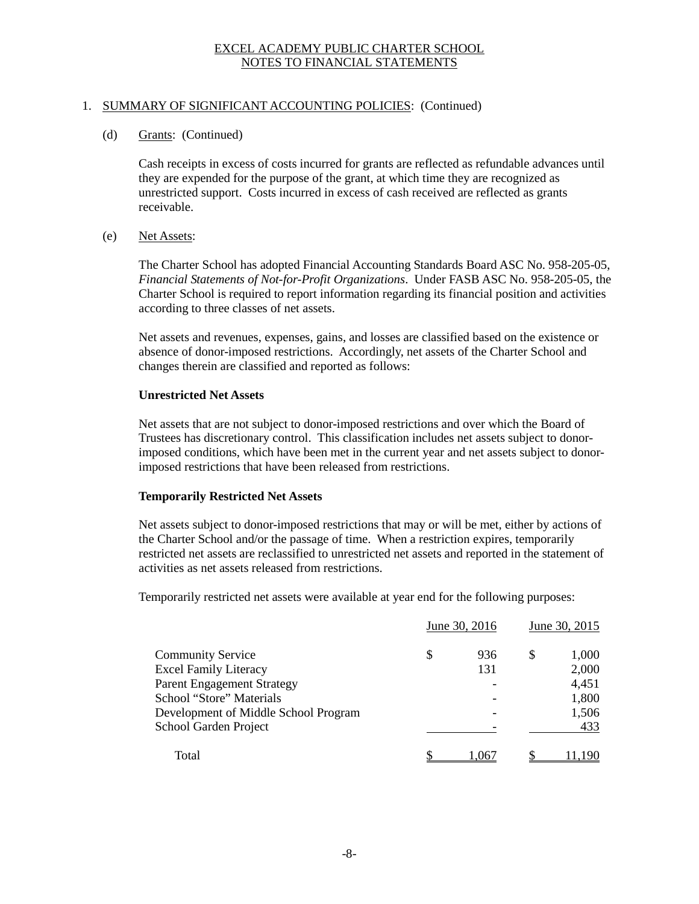# EXCEL ACADEMY PUBLIC CHARTER SCHOOL
## NOTES TO FINANCIAL STATEMENTS

1. SUMMARY OF SIGNIFICANT ACCOUNTING POLICIES: (Continued)

(d) Grants: (Continued)

Cash receipts in excess of costs incurred for grants are reflected as refundable advances until they are expended for the purpose of the grant, at which time they are recognized as unrestricted support. Costs incurred in excess of cash received are reflected as grants receivable.

(e) Net Assets:

The Charter School has adopted Financial Accounting Standards Board ASC No. 958-205-05, *Financial Statements of Not-for-Profit Organizations*. Under FASB ASC No. 958-205-05, the Charter School is required to report information regarding its financial position and activities according to three classes of net assets.

Net assets and revenues, expenses, gains, and losses are classified based on the existence or absence of donor-imposed restrictions. Accordingly, net assets of the Charter School and changes therein are classified and reported as follows:

**Unrestricted Net Assets**

Net assets that are not subject to donor-imposed restrictions and over which the Board of Trustees has discretionary control. This classification includes net assets subject to donor-imposed conditions, which have been met in the current year and net assets subject to donor-imposed restrictions that have been released from restrictions.

**Temporarily Restricted Net Assets**

Net assets subject to donor-imposed restrictions that may or will be met, either by actions of the Charter School and/or the passage of time. When a restriction expires, temporarily restricted net assets are reclassified to unrestricted net assets and reported in the statement of activities as net assets released from restrictions.

Temporarily restricted net assets were available at year end for the following purposes:

| | June 30, 2016 | June 30, 2015 |
|---|---|---|
| Community Service | $ 936 | $ 1,000 |
| Excel Family Literacy | 131 | 2,000 |
| Parent Engagement Strategy | - | 4,451 |
| School "Store" Materials | - | 1,800 |
| Development of Middle School Program | - | 1,506 |
| School Garden Project | - | 433 |
| Total | $ 1,067 | $ 11,190 |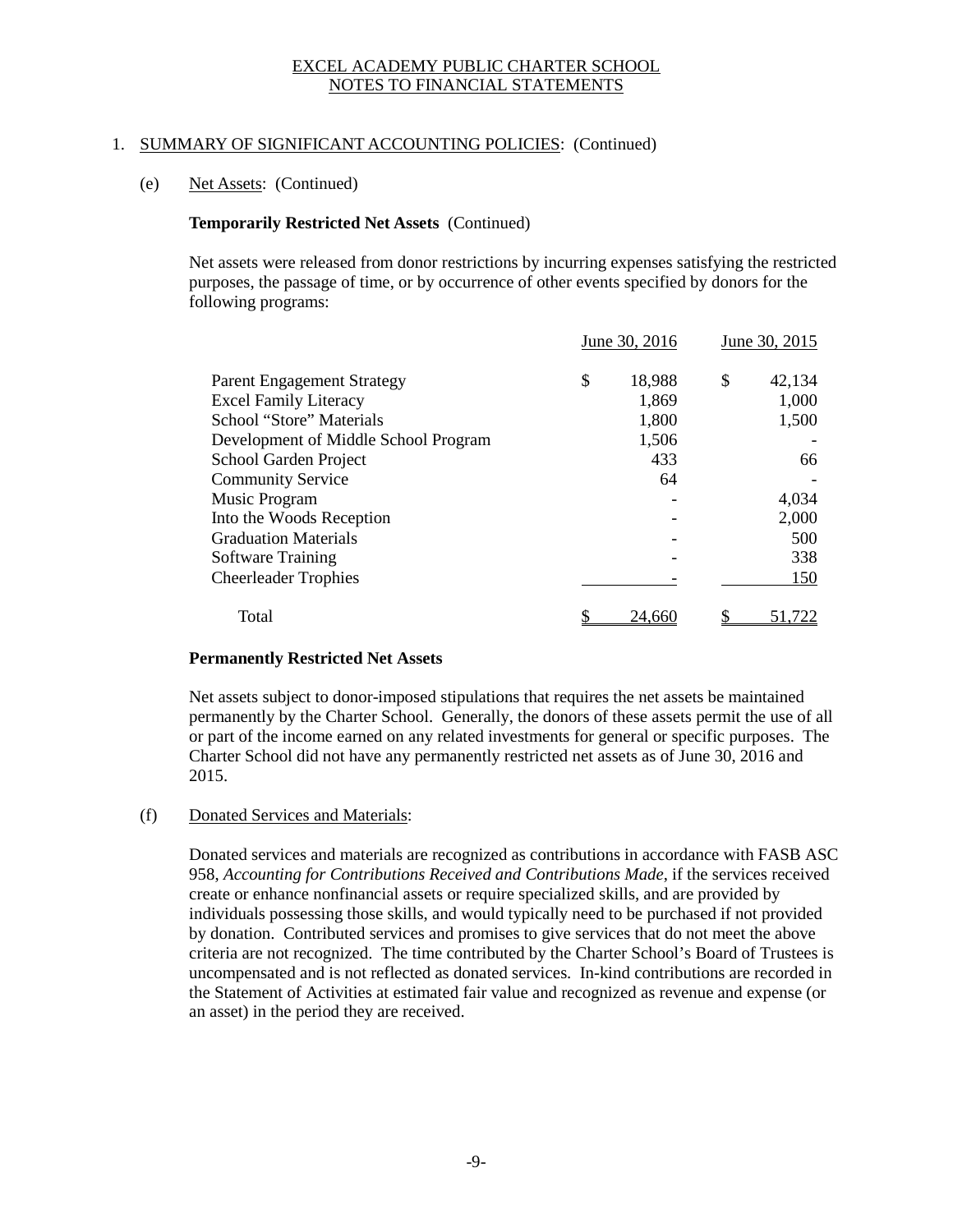EXCEL ACADEMY PUBLIC CHARTER SCHOOL
NOTES TO FINANCIAL STATEMENTS

1. SUMMARY OF SIGNIFICANT ACCOUNTING POLICIES: (Continued)

(e) Net Assets: (Continued)

**Temporarily Restricted Net Assets** (Continued)

Net assets were released from donor restrictions by incurring expenses satisfying the restricted purposes, the passage of time, or by occurrence of other events specified by donors for the following programs:

| | June 30, 2016 | June 30, 2015 |
|---|---|---|
| Parent Engagement Strategy | $ 18,988 | $ 42,134 |
| Excel Family Literacy | 1,869 | 1,000 |
| School "Store" Materials | 1,800 | 1,500 |
| Development of Middle School Program | 1,506 | - |
| School Garden Project | 433 | 66 |
| Community Service | 64 | - |
| Music Program | - | 4,034 |
| Into the Woods Reception | - | 2,000 |
| Graduation Materials | - | 500 |
| Software Training | - | 338 |
| Cheerleader Trophies | - | 150 |
| Total | $ 24,660 | $ 51,722 |

**Permanently Restricted Net Assets**

Net assets subject to donor-imposed stipulations that requires the net assets be maintained permanently by the Charter School. Generally, the donors of these assets permit the use of all or part of the income earned on any related investments for general or specific purposes. The Charter School did not have any permanently restricted net assets as of June 30, 2016 and 2015.

(f) Donated Services and Materials:

Donated services and materials are recognized as contributions in accordance with FASB ASC 958, *Accounting for Contributions Received and Contributions Made*, if the services received create or enhance nonfinancial assets or require specialized skills, and are provided by individuals possessing those skills, and would typically need to be purchased if not provided by donation. Contributed services and promises to give services that do not meet the above criteria are not recognized. The time contributed by the Charter School's Board of Trustees is uncompensated and is not reflected as donated services. In-kind contributions are recorded in the Statement of Activities at estimated fair value and recognized as revenue and expense (or an asset) in the period they are received.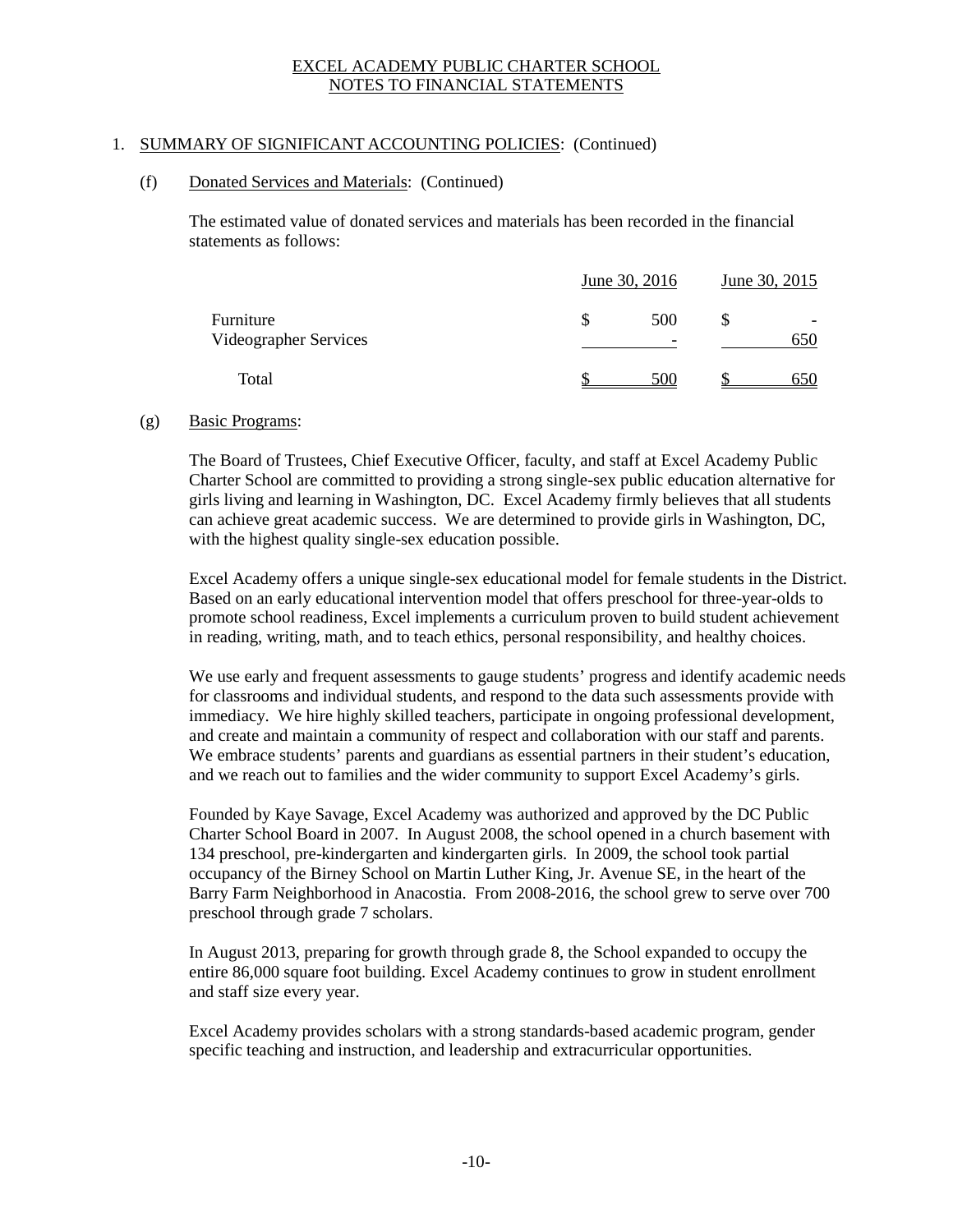EXCEL ACADEMY PUBLIC CHARTER SCHOOL
NOTES TO FINANCIAL STATEMENTS

1. SUMMARY OF SIGNIFICANT ACCOUNTING POLICIES: (Continued)

(f) Donated Services and Materials: (Continued)

The estimated value of donated services and materials has been recorded in the financial statements as follows:

| | June 30, 2016 | June 30, 2015 |
|---|---|---|
| Furniture | $ 500 | $ - |
| Videographer Services | - | 650 |
| Total | $ 500 | $ 650 |

(g) Basic Programs:

The Board of Trustees, Chief Executive Officer, faculty, and staff at Excel Academy Public Charter School are committed to providing a strong single-sex public education alternative for girls living and learning in Washington, DC. Excel Academy firmly believes that all students can achieve great academic success. We are determined to provide girls in Washington, DC, with the highest quality single-sex education possible.

Excel Academy offers a unique single-sex educational model for female students in the District. Based on an early educational intervention model that offers preschool for three-year-olds to promote school readiness, Excel implements a curriculum proven to build student achievement in reading, writing, math, and to teach ethics, personal responsibility, and healthy choices.

We use early and frequent assessments to gauge students' progress and identify academic needs for classrooms and individual students, and respond to the data such assessments provide with immediacy. We hire highly skilled teachers, participate in ongoing professional development, and create and maintain a community of respect and collaboration with our staff and parents. We embrace students' parents and guardians as essential partners in their student's education, and we reach out to families and the wider community to support Excel Academy's girls.

Founded by Kaye Savage, Excel Academy was authorized and approved by the DC Public Charter School Board in 2007. In August 2008, the school opened in a church basement with 134 preschool, pre-kindergarten and kindergarten girls. In 2009, the school took partial occupancy of the Birney School on Martin Luther King, Jr. Avenue SE, in the heart of the Barry Farm Neighborhood in Anacostia. From 2008-2016, the school grew to serve over 700 preschool through grade 7 scholars.

In August 2013, preparing for growth through grade 8, the School expanded to occupy the entire 86,000 square foot building. Excel Academy continues to grow in student enrollment and staff size every year.

Excel Academy provides scholars with a strong standards-based academic program, gender specific teaching and instruction, and leadership and extracurricular opportunities.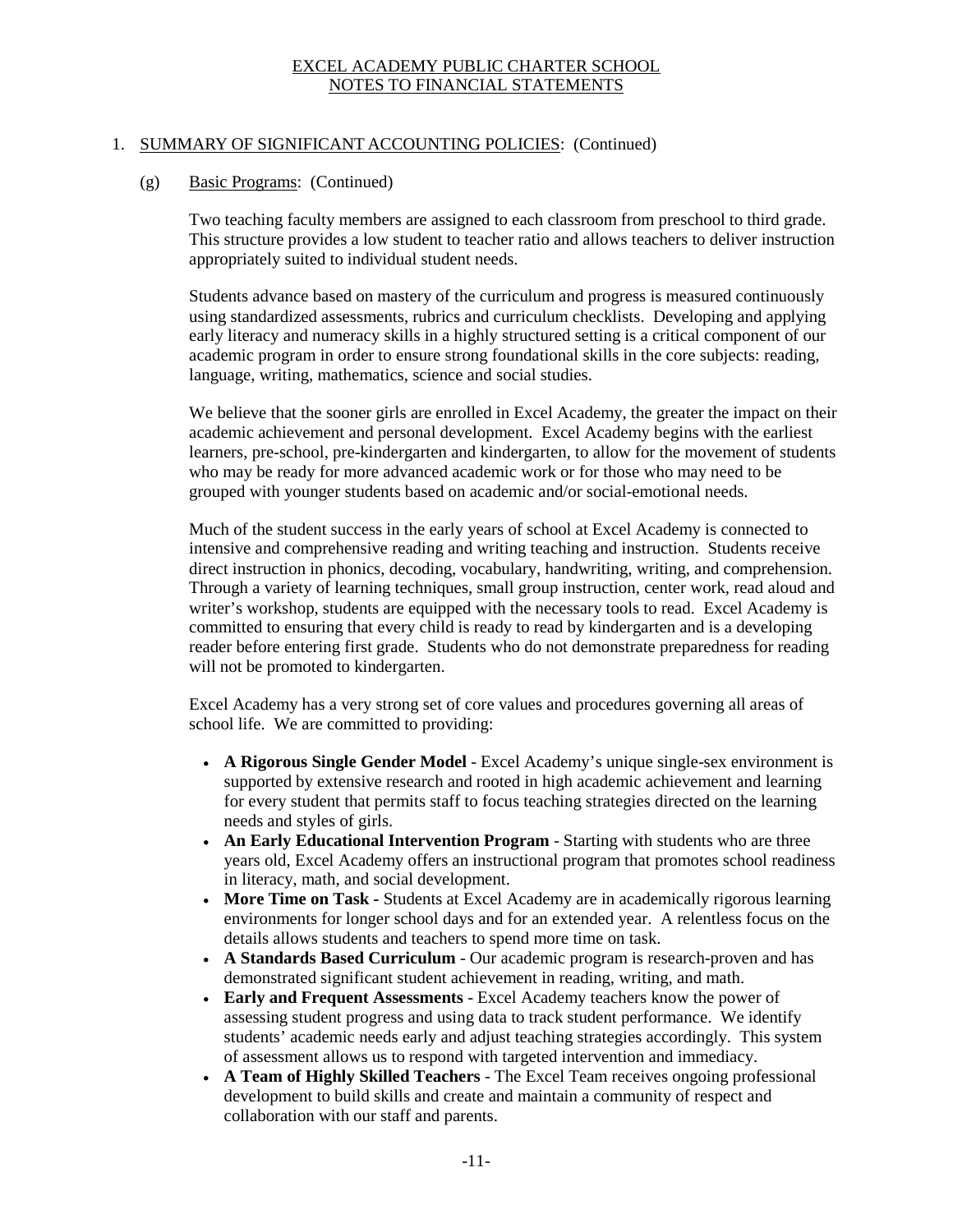# EXCEL ACADEMY PUBLIC CHARTER SCHOOL
# NOTES TO FINANCIAL STATEMENTS

## 1. SUMMARY OF SIGNIFICANT ACCOUNTING POLICIES: (Continued)

### (g) Basic Programs: (Continued)

Two teaching faculty members are assigned to each classroom from preschool to third grade. This structure provides a low student to teacher ratio and allows teachers to deliver instruction appropriately suited to individual student needs.

Students advance based on mastery of the curriculum and progress is measured continuously using standardized assessments, rubrics and curriculum checklists. Developing and applying early literacy and numeracy skills in a highly structured setting is a critical component of our academic program in order to ensure strong foundational skills in the core subjects: reading, language, writing, mathematics, science and social studies.

We believe that the sooner girls are enrolled in Excel Academy, the greater the impact on their academic achievement and personal development. Excel Academy begins with the earliest learners, pre-school, pre-kindergarten and kindergarten, to allow for the movement of students who may be ready for more advanced academic work or for those who may need to be grouped with younger students based on academic and/or social-emotional needs.

Much of the student success in the early years of school at Excel Academy is connected to intensive and comprehensive reading and writing teaching and instruction. Students receive direct instruction in phonics, decoding, vocabulary, handwriting, writing, and comprehension. Through a variety of learning techniques, small group instruction, center work, read aloud and writer's workshop, students are equipped with the necessary tools to read. Excel Academy is committed to ensuring that every child is ready to read by kindergarten and is a developing reader before entering first grade. Students who do not demonstrate preparedness for reading will not be promoted to kindergarten.

Excel Academy has a very strong set of core values and procedures governing all areas of school life. We are committed to providing:

- **A Rigorous Single Gender Model** - Excel Academy's unique single-sex environment is supported by extensive research and rooted in high academic achievement and learning for every student that permits staff to focus teaching strategies directed on the learning needs and styles of girls.
- **An Early Educational Intervention Program** - Starting with students who are three years old, Excel Academy offers an instructional program that promotes school readiness in literacy, math, and social development.
- **More Time on Task -** Students at Excel Academy are in academically rigorous learning environments for longer school days and for an extended year. A relentless focus on the details allows students and teachers to spend more time on task.
- **A Standards Based Curriculum** - Our academic program is research-proven and has demonstrated significant student achievement in reading, writing, and math.
- **Early and Frequent Assessments** - Excel Academy teachers know the power of assessing student progress and using data to track student performance. We identify students' academic needs early and adjust teaching strategies accordingly. This system of assessment allows us to respond with targeted intervention and immediacy.
- **A Team of Highly Skilled Teachers** - The Excel Team receives ongoing professional development to build skills and create and maintain a community of respect and collaboration with our staff and parents.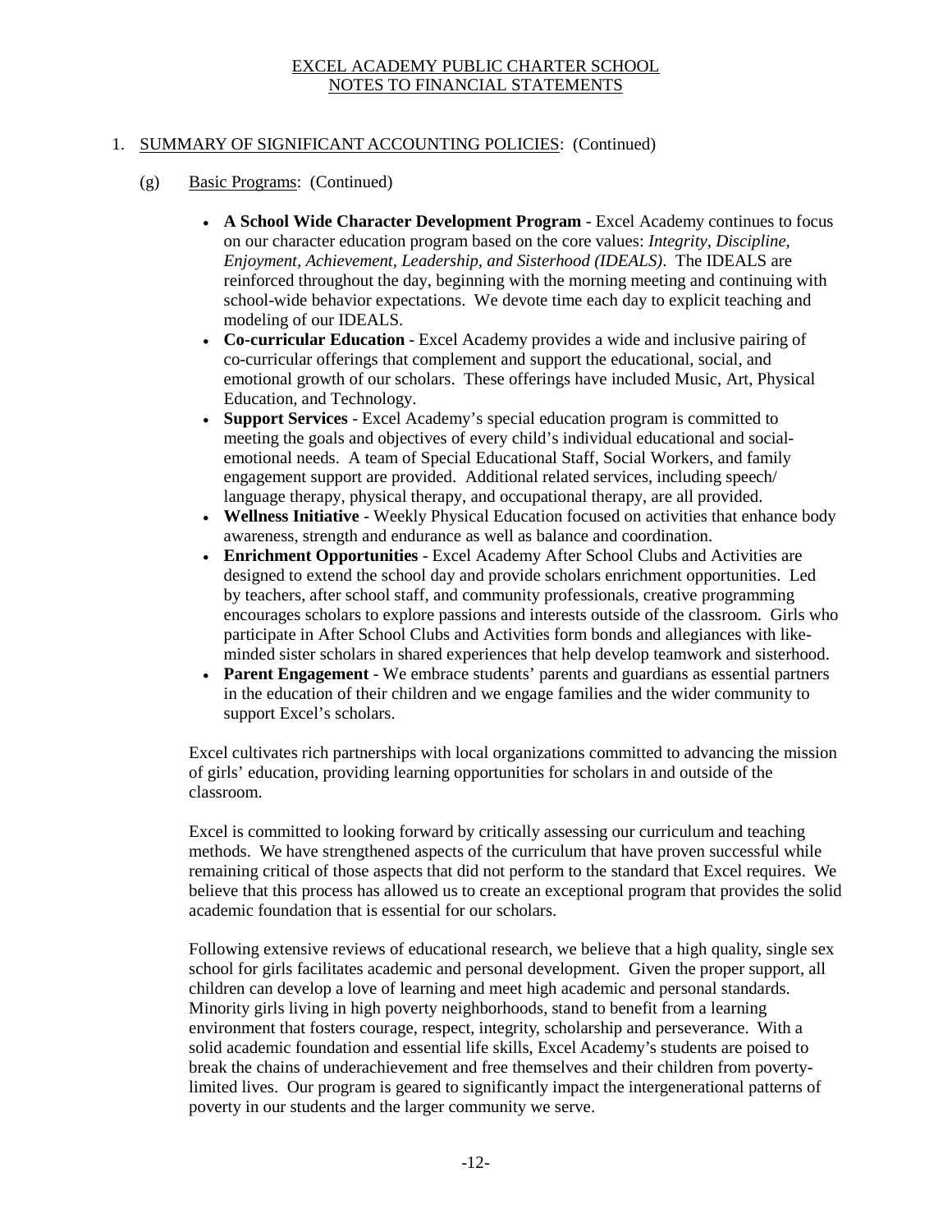1. SUMMARY OF SIGNIFICANT ACCOUNTING POLICIES: (Continued)

   (g) Basic Programs: (Continued)

- **A School Wide Character Development Program** - Excel Academy continues to focus on our character education program based on the core values: *Integrity, Discipline, Enjoyment, Achievement, Leadership, and Sisterhood (IDEALS)*. The IDEALS are reinforced throughout the day, beginning with the morning meeting and continuing with school-wide behavior expectations. We devote time each day to explicit teaching and modeling of our IDEALS.
- **Co-curricular Education** - Excel Academy provides a wide and inclusive pairing of co-curricular offerings that complement and support the educational, social, and emotional growth of our scholars. These offerings have included Music, Art, Physical Education, and Technology.
- **Support Services** - Excel Academy's special education program is committed to meeting the goals and objectives of every child's individual educational and social-emotional needs. A team of Special Educational Staff, Social Workers, and family engagement support are provided. Additional related services, including speech/ language therapy, physical therapy, and occupational therapy, are all provided.
- **Wellness Initiative** - Weekly Physical Education focused on activities that enhance body awareness, strength and endurance as well as balance and coordination.
- **Enrichment Opportunities** - Excel Academy After School Clubs and Activities are designed to extend the school day and provide scholars enrichment opportunities. Led by teachers, after school staff, and community professionals, creative programming encourages scholars to explore passions and interests outside of the classroom. Girls who participate in After School Clubs and Activities form bonds and allegiances with like-minded sister scholars in shared experiences that help develop teamwork and sisterhood.
- **Parent Engagement** - We embrace students' parents and guardians as essential partners in the education of their children and we engage families and the wider community to support Excel's scholars.

Excel cultivates rich partnerships with local organizations committed to advancing the mission of girls' education, providing learning opportunities for scholars in and outside of the classroom.

Excel is committed to looking forward by critically assessing our curriculum and teaching methods. We have strengthened aspects of the curriculum that have proven successful while remaining critical of those aspects that did not perform to the standard that Excel requires. We believe that this process has allowed us to create an exceptional program that provides the solid academic foundation that is essential for our scholars.

Following extensive reviews of educational research, we believe that a high quality, single sex school for girls facilitates academic and personal development. Given the proper support, all children can develop a love of learning and meet high academic and personal standards. Minority girls living in high poverty neighborhoods, stand to benefit from a learning environment that fosters courage, respect, integrity, scholarship and perseverance. With a solid academic foundation and essential life skills, Excel Academy's students are poised to break the chains of underachievement and free themselves and their children from poverty-limited lives. Our program is geared to significantly impact the intergenerational patterns of poverty in our students and the larger community we serve.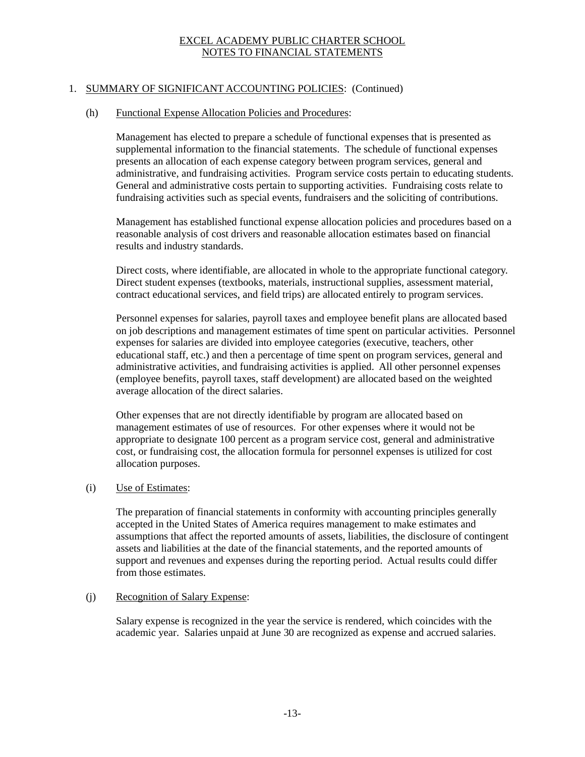# EXCEL ACADEMY PUBLIC CHARTER SCHOOL
## NOTES TO FINANCIAL STATEMENTS

1. SUMMARY OF SIGNIFICANT ACCOUNTING POLICIES: (Continued)

(h) Functional Expense Allocation Policies and Procedures:

Management has elected to prepare a schedule of functional expenses that is presented as supplemental information to the financial statements. The schedule of functional expenses presents an allocation of each expense category between program services, general and administrative, and fundraising activities. Program service costs pertain to educating students. General and administrative costs pertain to supporting activities. Fundraising costs relate to fundraising activities such as special events, fundraisers and the soliciting of contributions.

Management has established functional expense allocation policies and procedures based on a reasonable analysis of cost drivers and reasonable allocation estimates based on financial results and industry standards.

Direct costs, where identifiable, are allocated in whole to the appropriate functional category. Direct student expenses (textbooks, materials, instructional supplies, assessment material, contract educational services, and field trips) are allocated entirely to program services.

Personnel expenses for salaries, payroll taxes and employee benefit plans are allocated based on job descriptions and management estimates of time spent on particular activities. Personnel expenses for salaries are divided into employee categories (executive, teachers, other educational staff, etc.) and then a percentage of time spent on program services, general and administrative activities, and fundraising activities is applied. All other personnel expenses (employee benefits, payroll taxes, staff development) are allocated based on the weighted average allocation of the direct salaries.

Other expenses that are not directly identifiable by program are allocated based on management estimates of use of resources. For other expenses where it would not be appropriate to designate 100 percent as a program service cost, general and administrative cost, or fundraising cost, the allocation formula for personnel expenses is utilized for cost allocation purposes.

(i) Use of Estimates:

The preparation of financial statements in conformity with accounting principles generally accepted in the United States of America requires management to make estimates and assumptions that affect the reported amounts of assets, liabilities, the disclosure of contingent assets and liabilities at the date of the financial statements, and the reported amounts of support and revenues and expenses during the reporting period. Actual results could differ from those estimates.

(j) Recognition of Salary Expense:

Salary expense is recognized in the year the service is rendered, which coincides with the academic year. Salaries unpaid at June 30 are recognized as expense and accrued salaries.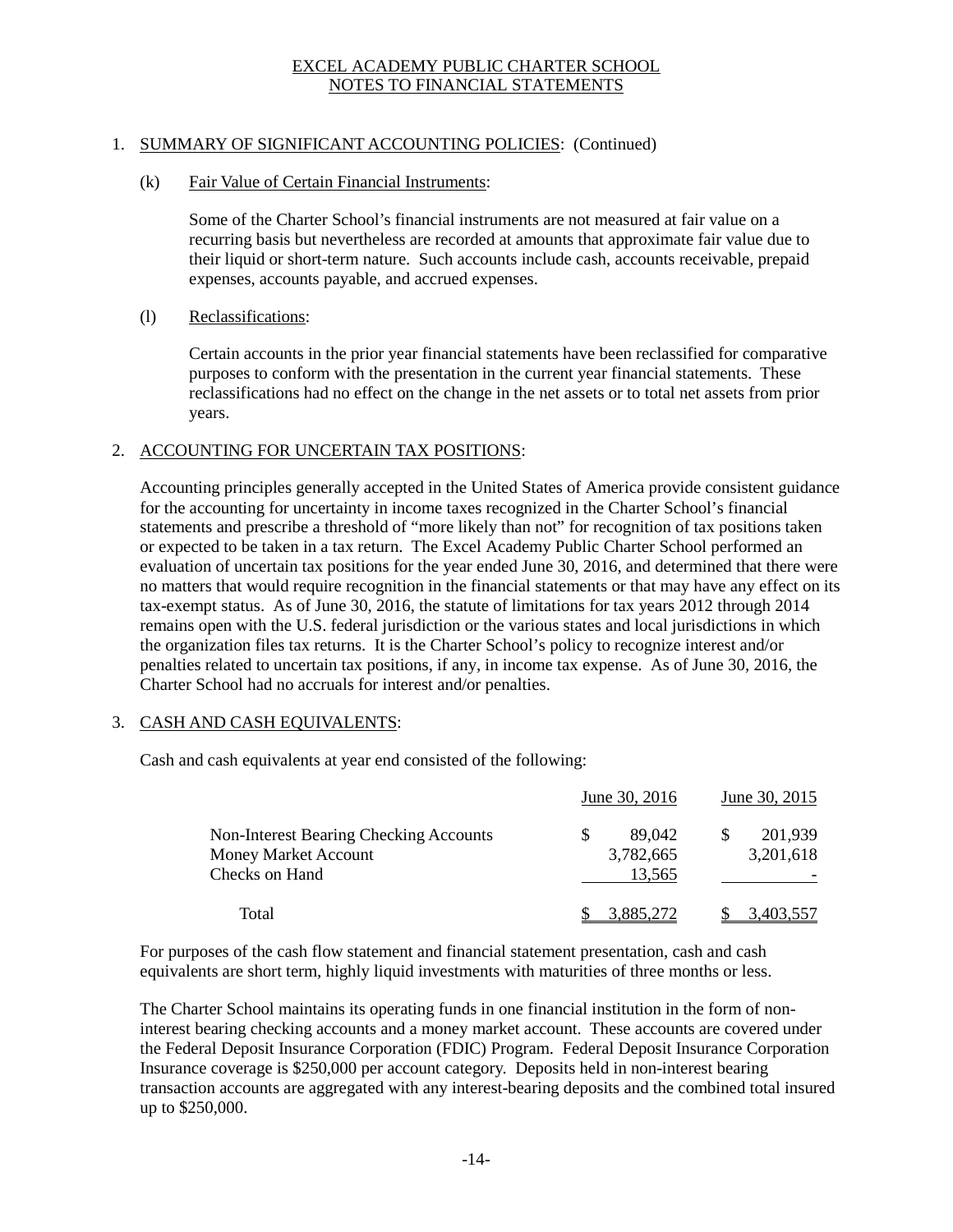# EXCEL ACADEMY PUBLIC CHARTER SCHOOL
## NOTES TO FINANCIAL STATEMENTS

1. SUMMARY OF SIGNIFICANT ACCOUNTING POLICIES: (Continued)

(k) Fair Value of Certain Financial Instruments:

Some of the Charter School's financial instruments are not measured at fair value on a recurring basis but nevertheless are recorded at amounts that approximate fair value due to their liquid or short-term nature. Such accounts include cash, accounts receivable, prepaid expenses, accounts payable, and accrued expenses.

(l) Reclassifications:

Certain accounts in the prior year financial statements have been reclassified for comparative purposes to conform with the presentation in the current year financial statements. These reclassifications had no effect on the change in the net assets or to total net assets from prior years.

2. ACCOUNTING FOR UNCERTAIN TAX POSITIONS:

Accounting principles generally accepted in the United States of America provide consistent guidance for the accounting for uncertainty in income taxes recognized in the Charter School's financial statements and prescribe a threshold of "more likely than not" for recognition of tax positions taken or expected to be taken in a tax return. The Excel Academy Public Charter School performed an evaluation of uncertain tax positions for the year ended June 30, 2016, and determined that there were no matters that would require recognition in the financial statements or that may have any effect on its tax-exempt status. As of June 30, 2016, the statute of limitations for tax years 2012 through 2014 remains open with the U.S. federal jurisdiction or the various states and local jurisdictions in which the organization files tax returns. It is the Charter School's policy to recognize interest and/or penalties related to uncertain tax positions, if any, in income tax expense. As of June 30, 2016, the Charter School had no accruals for interest and/or penalties.

3. CASH AND CASH EQUIVALENTS:

Cash and cash equivalents at year end consisted of the following:

| | June 30, 2016 | June 30, 2015 |
|---|---|---|
| Non-Interest Bearing Checking Accounts | $ 89,042 | $ 201,939 |
| Money Market Account | 3,782,665 | 3,201,618 |
| Checks on Hand | 13,565 | - |
| Total | $ 3,885,272 | $ 3,403,557 |

For purposes of the cash flow statement and financial statement presentation, cash and cash equivalents are short term, highly liquid investments with maturities of three months or less.

The Charter School maintains its operating funds in one financial institution in the form of non-interest bearing checking accounts and a money market account. These accounts are covered under the Federal Deposit Insurance Corporation (FDIC) Program. Federal Deposit Insurance Corporation Insurance coverage is $250,000 per account category. Deposits held in non-interest bearing transaction accounts are aggregated with any interest-bearing deposits and the combined total insured up to $250,000.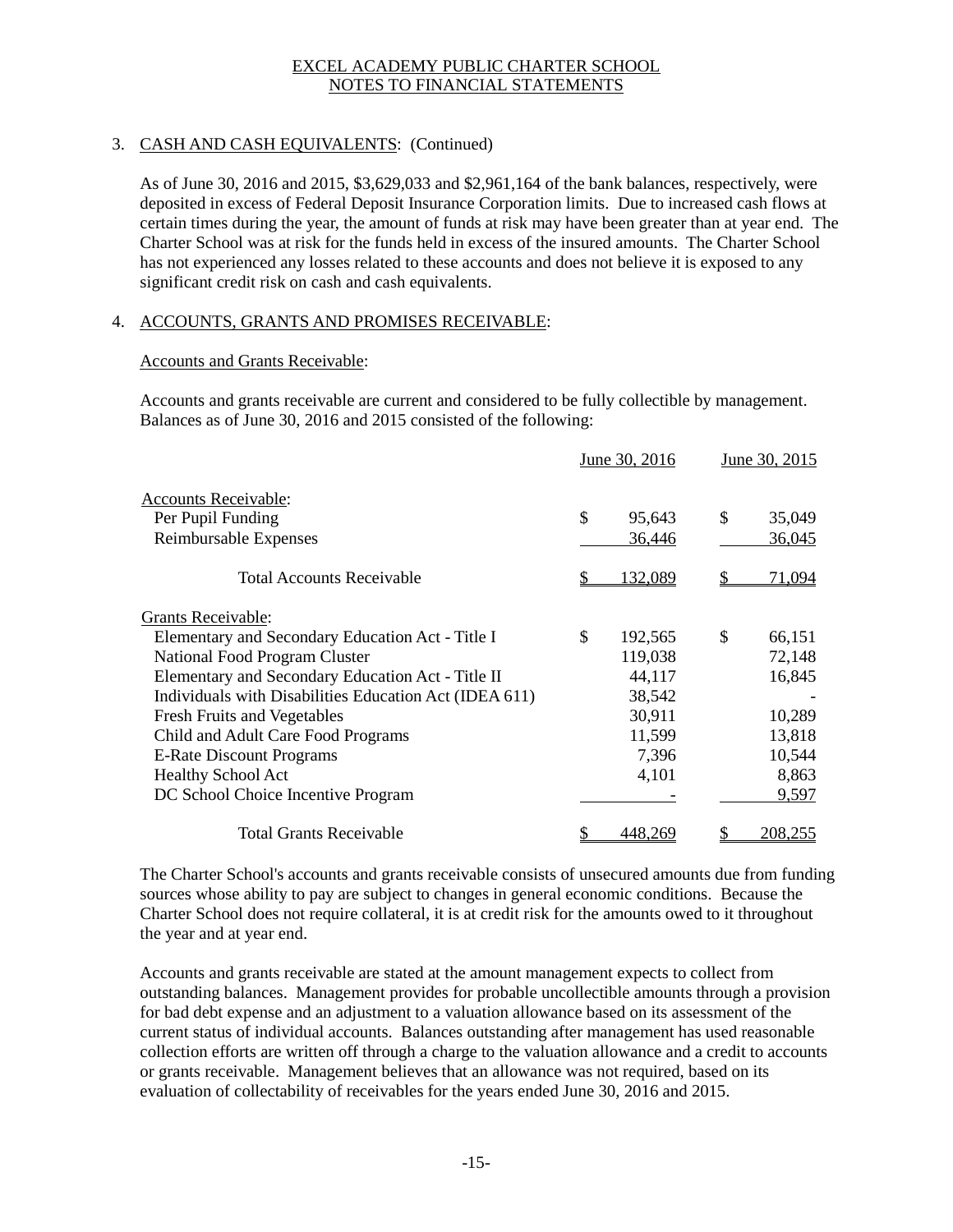EXCEL ACADEMY PUBLIC CHARTER SCHOOL
NOTES TO FINANCIAL STATEMENTS

3. CASH AND CASH EQUIVALENTS: (Continued)

As of June 30, 2016 and 2015, $3,629,033 and $2,961,164 of the bank balances, respectively, were deposited in excess of Federal Deposit Insurance Corporation limits. Due to increased cash flows at certain times during the year, the amount of funds at risk may have been greater than at year end. The Charter School was at risk for the funds held in excess of the insured amounts. The Charter School has not experienced any losses related to these accounts and does not believe it is exposed to any significant credit risk on cash and cash equivalents.

4. ACCOUNTS, GRANTS AND PROMISES RECEIVABLE:

Accounts and Grants Receivable:

Accounts and grants receivable are current and considered to be fully collectible by management. Balances as of June 30, 2016 and 2015 consisted of the following:

| | June 30, 2016 | June 30, 2015 |
|---|---|---|
| Accounts Receivable: | | |
| Per Pupil Funding | $ 95,643 | $ 35,049 |
| Reimbursable Expenses | 36,446 | 36,045 |
| Total Accounts Receivable | $ 132,089 | $ 71,094 |
| Grants Receivable: | | |
| Elementary and Secondary Education Act - Title I | $ 192,565 | $ 66,151 |
| National Food Program Cluster | 119,038 | 72,148 |
| Elementary and Secondary Education Act - Title II | 44,117 | 16,845 |
| Individuals with Disabilities Education Act (IDEA 611) | 38,542 | - |
| Fresh Fruits and Vegetables | 30,911 | 10,289 |
| Child and Adult Care Food Programs | 11,599 | 13,818 |
| E-Rate Discount Programs | 7,396 | 10,544 |
| Healthy School Act | 4,101 | 8,863 |
| DC School Choice Incentive Program | - | 9,597 |
| Total Grants Receivable | $ 448,269 | $ 208,255 |

The Charter School's accounts and grants receivable consists of unsecured amounts due from funding sources whose ability to pay are subject to changes in general economic conditions. Because the Charter School does not require collateral, it is at credit risk for the amounts owed to it throughout the year and at year end.

Accounts and grants receivable are stated at the amount management expects to collect from outstanding balances. Management provides for probable uncollectible amounts through a provision for bad debt expense and an adjustment to a valuation allowance based on its assessment of the current status of individual accounts. Balances outstanding after management has used reasonable collection efforts are written off through a charge to the valuation allowance and a credit to accounts or grants receivable. Management believes that an allowance was not required, based on its evaluation of collectability of receivables for the years ended June 30, 2016 and 2015.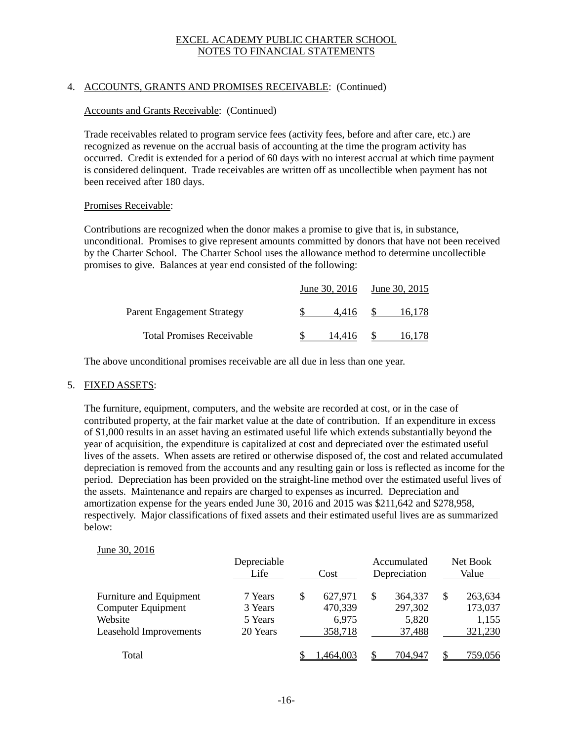EXCEL ACADEMY PUBLIC CHARTER SCHOOL
NOTES TO FINANCIAL STATEMENTS

4. ACCOUNTS, GRANTS AND PROMISES RECEIVABLE: (Continued)

Accounts and Grants Receivable: (Continued)

Trade receivables related to program service fees (activity fees, before and after care, etc.) are recognized as revenue on the accrual basis of accounting at the time the program activity has occurred. Credit is extended for a period of 60 days with no interest accrual at which time payment is considered delinquent. Trade receivables are written off as uncollectible when payment has not been received after 180 days.

Promises Receivable:

Contributions are recognized when the donor makes a promise to give that is, in substance, unconditional. Promises to give represent amounts committed by donors that have not been received by the Charter School. The Charter School uses the allowance method to determine uncollectible promises to give. Balances at year end consisted of the following:

| | June 30, 2016 | June 30, 2015 |
|---|---|---|
| Parent Engagement Strategy | $ 4,416 | $ 16,178 |
| Total Promises Receivable | $ 14,416 | $ 16,178 |

The above unconditional promises receivable are all due in less than one year.

5. FIXED ASSETS:

The furniture, equipment, computers, and the website are recorded at cost, or in the case of contributed property, at the fair market value at the date of contribution. If an expenditure in excess of $1,000 results in an asset having an estimated useful life which extends substantially beyond the year of acquisition, the expenditure is capitalized at cost and depreciated over the estimated useful lives of the assets. When assets are retired or otherwise disposed of, the cost and related accumulated depreciation is removed from the accounts and any resulting gain or loss is reflected as income for the period. Depreciation has been provided on the straight-line method over the estimated useful lives of the assets. Maintenance and repairs are charged to expenses as incurred. Depreciation and amortization expense for the years ended June 30, 2016 and 2015 was $211,642 and $278,958, respectively. Major classifications of fixed assets and their estimated useful lives are as summarized below:

June 30, 2016

| | Depreciable Life | Cost | Accumulated Depreciation | Net Book Value |
|---|---|---|---|---|
| Furniture and Equipment | 7 Years | $ 627,971 | $ 364,337 | $ 263,634 |
| Computer Equipment | 3 Years | 470,339 | 297,302 | 173,037 |
| Website | 5 Years | 6,975 | 5,820 | 1,155 |
| Leasehold Improvements | 20 Years | 358,718 | 37,488 | 321,230 |
| Total | | $ 1,464,003 | $ 704,947 | $ 759,056 |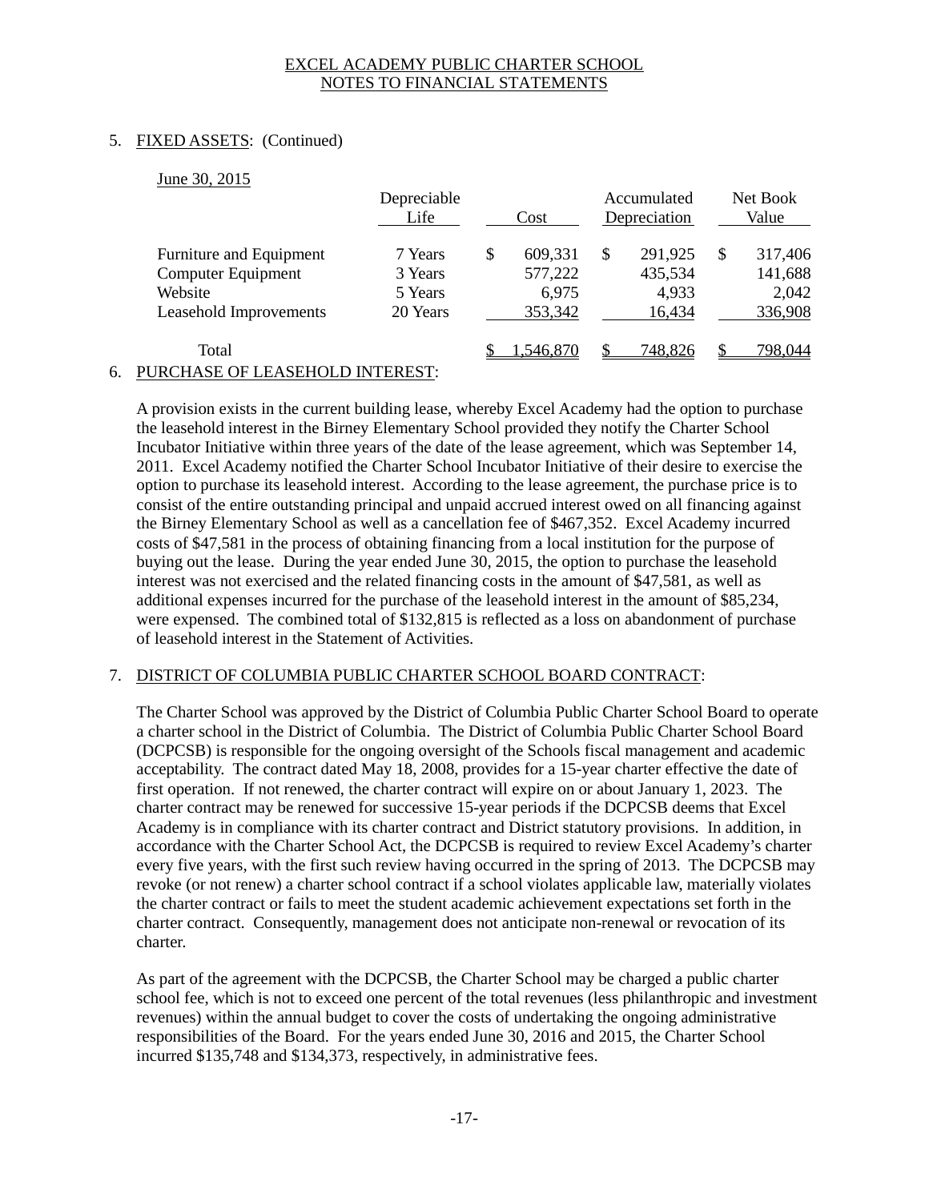EXCEL ACADEMY PUBLIC CHARTER SCHOOL
NOTES TO FINANCIAL STATEMENTS

5. FIXED ASSETS: (Continued)

June 30, 2015

| | Depreciable Life | Cost | Accumulated Depreciation | Net Book Value |
|---|---|---|---|---|
| Furniture and Equipment | 7 Years | $ 609,331 | $ 291,925 | $ 317,406 |
| Computer Equipment | 3 Years | 577,222 | 435,534 | 141,688 |
| Website | 5 Years | 6,975 | 4,933 | 2,042 |
| Leasehold Improvements | 20 Years | 353,342 | 16,434 | 336,908 |
| Total | | $ 1,546,870 | $ 748,826 | $ 798,044 |

6. PURCHASE OF LEASEHOLD INTEREST:

A provision exists in the current building lease, whereby Excel Academy had the option to purchase the leasehold interest in the Birney Elementary School provided they notify the Charter School Incubator Initiative within three years of the date of the lease agreement, which was September 14, 2011. Excel Academy notified the Charter School Incubator Initiative of their desire to exercise the option to purchase its leasehold interest. According to the lease agreement, the purchase price is to consist of the entire outstanding principal and unpaid accrued interest owed on all financing against the Birney Elementary School as well as a cancellation fee of $467,352. Excel Academy incurred costs of $47,581 in the process of obtaining financing from a local institution for the purpose of buying out the lease. During the year ended June 30, 2015, the option to purchase the leasehold interest was not exercised and the related financing costs in the amount of $47,581, as well as additional expenses incurred for the purchase of the leasehold interest in the amount of $85,234, were expensed. The combined total of $132,815 is reflected as a loss on abandonment of purchase of leasehold interest in the Statement of Activities.

7. DISTRICT OF COLUMBIA PUBLIC CHARTER SCHOOL BOARD CONTRACT:

The Charter School was approved by the District of Columbia Public Charter School Board to operate a charter school in the District of Columbia. The District of Columbia Public Charter School Board (DCPCSB) is responsible for the ongoing oversight of the Schools fiscal management and academic acceptability. The contract dated May 18, 2008, provides for a 15-year charter effective the date of first operation. If not renewed, the charter contract will expire on or about January 1, 2023. The charter contract may be renewed for successive 15-year periods if the DCPCSB deems that Excel Academy is in compliance with its charter contract and District statutory provisions. In addition, in accordance with the Charter School Act, the DCPCSB is required to review Excel Academy's charter every five years, with the first such review having occurred in the spring of 2013. The DCPCSB may revoke (or not renew) a charter school contract if a school violates applicable law, materially violates the charter contract or fails to meet the student academic achievement expectations set forth in the charter contract. Consequently, management does not anticipate non-renewal or revocation of its charter.

As part of the agreement with the DCPCSB, the Charter School may be charged a public charter school fee, which is not to exceed one percent of the total revenues (less philanthropic and investment revenues) within the annual budget to cover the costs of undertaking the ongoing administrative responsibilities of the Board. For the years ended June 30, 2016 and 2015, the Charter School incurred $135,748 and $134,373, respectively, in administrative fees.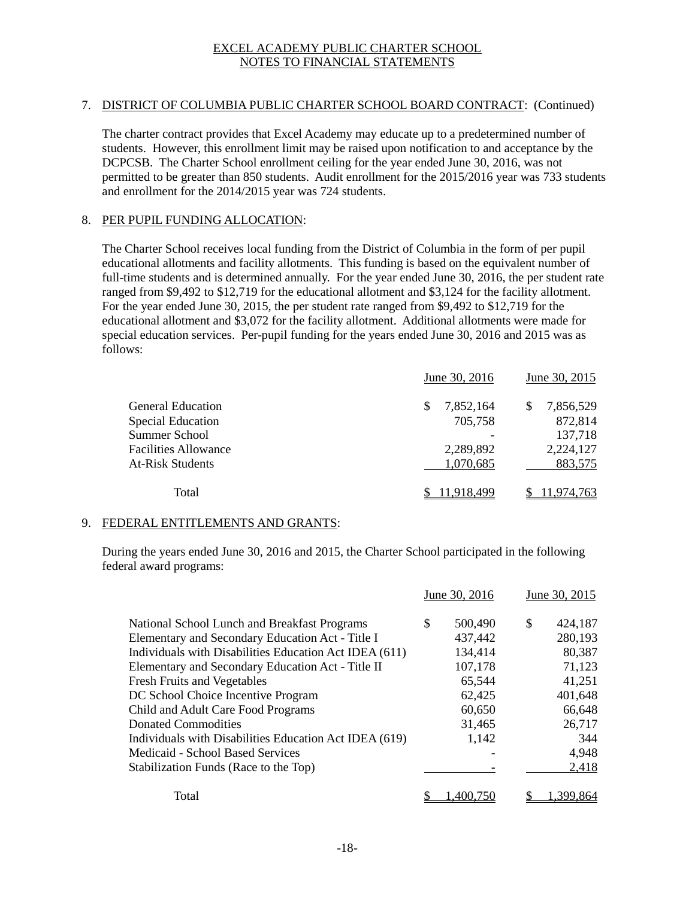EXCEL ACADEMY PUBLIC CHARTER SCHOOL
NOTES TO FINANCIAL STATEMENTS

7. DISTRICT OF COLUMBIA PUBLIC CHARTER SCHOOL BOARD CONTRACT: (Continued)

The charter contract provides that Excel Academy may educate up to a predetermined number of students. However, this enrollment limit may be raised upon notification to and acceptance by the DCPCSB. The Charter School enrollment ceiling for the year ended June 30, 2016, was not permitted to be greater than 850 students. Audit enrollment for the 2015/2016 year was 733 students and enrollment for the 2014/2015 year was 724 students.

8. PER PUPIL FUNDING ALLOCATION:

The Charter School receives local funding from the District of Columbia in the form of per pupil educational allotments and facility allotments. This funding is based on the equivalent number of full-time students and is determined annually. For the year ended June 30, 2016, the per student rate ranged from $9,492 to $12,719 for the educational allotment and $3,124 for the facility allotment. For the year ended June 30, 2015, the per student rate ranged from $9,492 to $12,719 for the educational allotment and $3,072 for the facility allotment. Additional allotments were made for special education services. Per-pupil funding for the years ended June 30, 2016 and 2015 was as follows:

| | June 30, 2016 | June 30, 2015 |
|---|---|---|
| General Education | $ 7,852,164 | $ 7,856,529 |
| Special Education | 705,758 | 872,814 |
| Summer School | - | 137,718 |
| Facilities Allowance | 2,289,892 | 2,224,127 |
| At-Risk Students | 1,070,685 | 883,575 |
| Total | $ 11,918,499 | $ 11,974,763 |

9. FEDERAL ENTITLEMENTS AND GRANTS:

During the years ended June 30, 2016 and 2015, the Charter School participated in the following federal award programs:

| | June 30, 2016 | June 30, 2015 |
|---|---|---|
| National School Lunch and Breakfast Programs | $ 500,490 | $ 424,187 |
| Elementary and Secondary Education Act - Title I | 437,442 | 280,193 |
| Individuals with Disabilities Education Act IDEA (611) | 134,414 | 80,387 |
| Elementary and Secondary Education Act - Title II | 107,178 | 71,123 |
| Fresh Fruits and Vegetables | 65,544 | 41,251 |
| DC School Choice Incentive Program | 62,425 | 401,648 |
| Child and Adult Care Food Programs | 60,650 | 66,648 |
| Donated Commodities | 31,465 | 26,717 |
| Individuals with Disabilities Education Act IDEA (619) | 1,142 | 344 |
| Medicaid - School Based Services | - | 4,948 |
| Stabilization Funds (Race to the Top) | - | 2,418 |
| Total | $ 1,400,750 | $ 1,399,864 |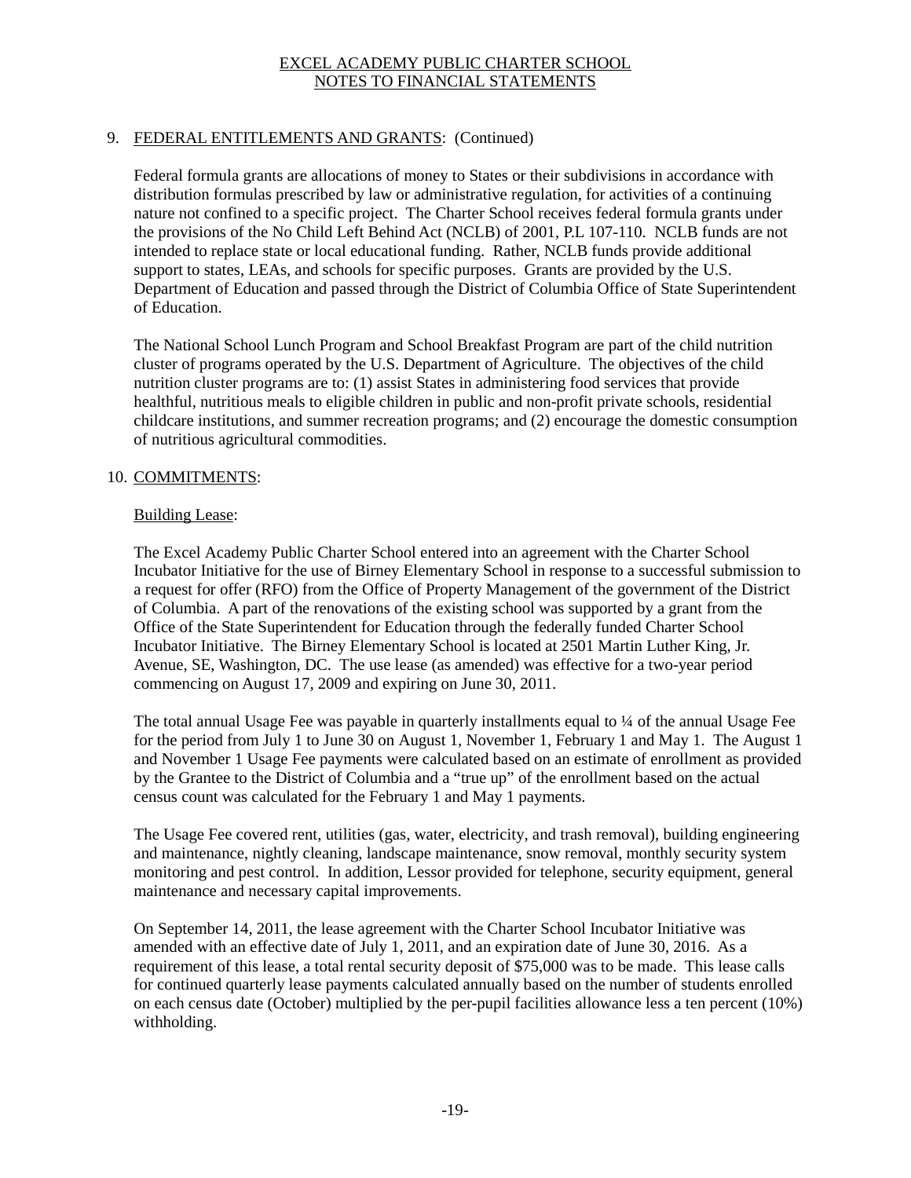## 9. FEDERAL ENTITLEMENTS AND GRANTS: (Continued)

Federal formula grants are allocations of money to States or their subdivisions in accordance with distribution formulas prescribed by law or administrative regulation, for activities of a continuing nature not confined to a specific project. The Charter School receives federal formula grants under the provisions of the No Child Left Behind Act (NCLB) of 2001, P.L 107-110. NCLB funds are not intended to replace state or local educational funding. Rather, NCLB funds provide additional support to states, LEAs, and schools for specific purposes. Grants are provided by the U.S. Department of Education and passed through the District of Columbia Office of State Superintendent of Education.

The National School Lunch Program and School Breakfast Program are part of the child nutrition cluster of programs operated by the U.S. Department of Agriculture. The objectives of the child nutrition cluster programs are to: (1) assist States in administering food services that provide healthful, nutritious meals to eligible children in public and non-profit private schools, residential childcare institutions, and summer recreation programs; and (2) encourage the domestic consumption of nutritious agricultural commodities.

## 10. COMMITMENTS:

### Building Lease:

The Excel Academy Public Charter School entered into an agreement with the Charter School Incubator Initiative for the use of Birney Elementary School in response to a successful submission to a request for offer (RFO) from the Office of Property Management of the government of the District of Columbia. A part of the renovations of the existing school was supported by a grant from the Office of the State Superintendent for Education through the federally funded Charter School Incubator Initiative. The Birney Elementary School is located at 2501 Martin Luther King, Jr. Avenue, SE, Washington, DC. The use lease (as amended) was effective for a two-year period commencing on August 17, 2009 and expiring on June 30, 2011.

The total annual Usage Fee was payable in quarterly installments equal to ¼ of the annual Usage Fee for the period from July 1 to June 30 on August 1, November 1, February 1 and May 1. The August 1 and November 1 Usage Fee payments were calculated based on an estimate of enrollment as provided by the Grantee to the District of Columbia and a "true up" of the enrollment based on the actual census count was calculated for the February 1 and May 1 payments.

The Usage Fee covered rent, utilities (gas, water, electricity, and trash removal), building engineering and maintenance, nightly cleaning, landscape maintenance, snow removal, monthly security system monitoring and pest control. In addition, Lessor provided for telephone, security equipment, general maintenance and necessary capital improvements.

On September 14, 2011, the lease agreement with the Charter School Incubator Initiative was amended with an effective date of July 1, 2011, and an expiration date of June 30, 2016. As a requirement of this lease, a total rental security deposit of $75,000 was to be made. This lease calls for continued quarterly lease payments calculated annually based on the number of students enrolled on each census date (October) multiplied by the per-pupil facilities allowance less a ten percent (10%) withholding.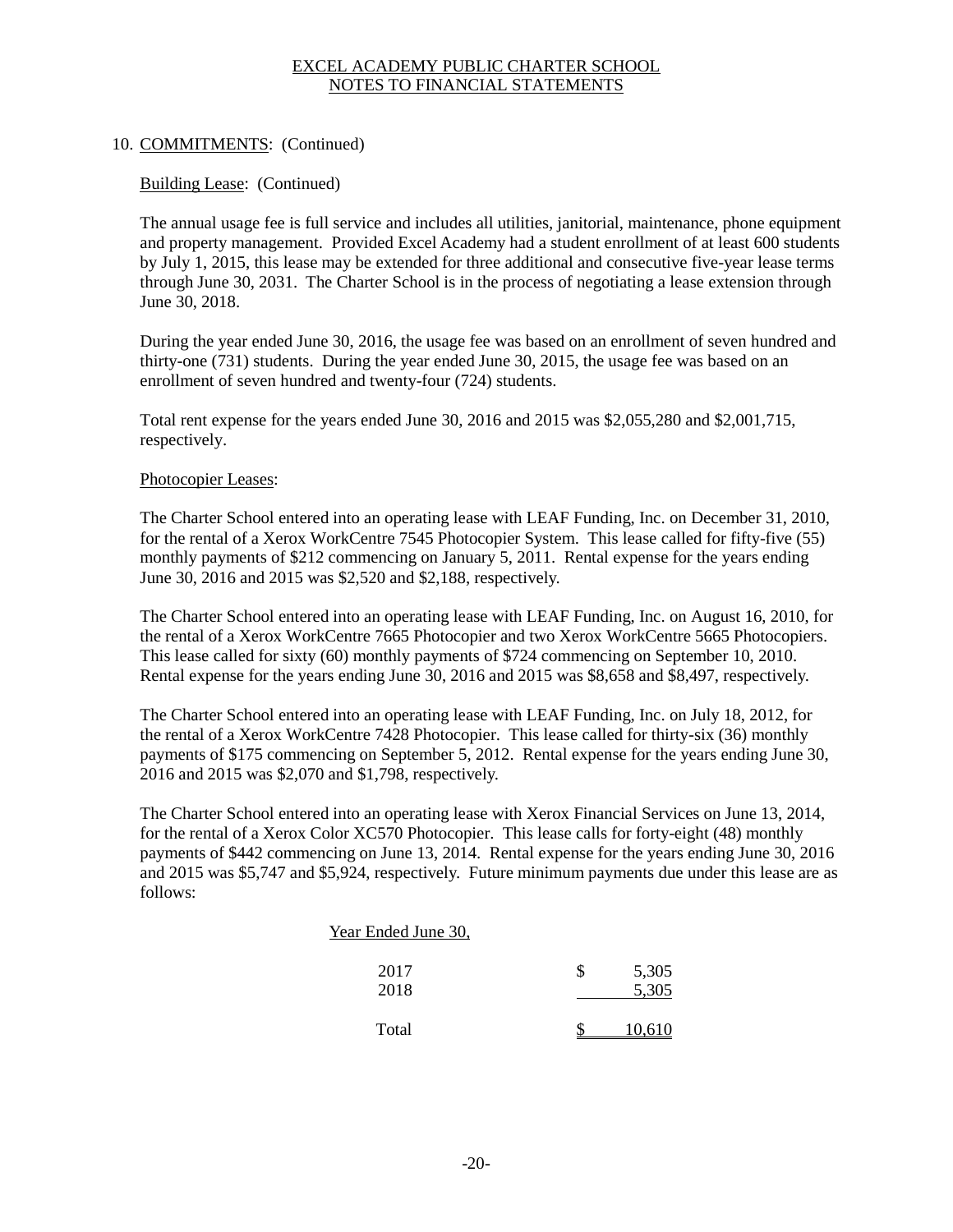EXCEL ACADEMY PUBLIC CHARTER SCHOOL
NOTES TO FINANCIAL STATEMENTS

10. COMMITMENTS: (Continued)

Building Lease: (Continued)

The annual usage fee is full service and includes all utilities, janitorial, maintenance, phone equipment and property management. Provided Excel Academy had a student enrollment of at least 600 students by July 1, 2015, this lease may be extended for three additional and consecutive five-year lease terms through June 30, 2031. The Charter School is in the process of negotiating a lease extension through June 30, 2018.

During the year ended June 30, 2016, the usage fee was based on an enrollment of seven hundred and thirty-one (731) students. During the year ended June 30, 2015, the usage fee was based on an enrollment of seven hundred and twenty-four (724) students.

Total rent expense for the years ended June 30, 2016 and 2015 was $2,055,280 and $2,001,715, respectively.

Photocopier Leases:

The Charter School entered into an operating lease with LEAF Funding, Inc. on December 31, 2010, for the rental of a Xerox WorkCentre 7545 Photocopier System. This lease called for fifty-five (55) monthly payments of $212 commencing on January 5, 2011. Rental expense for the years ending June 30, 2016 and 2015 was $2,520 and $2,188, respectively.

The Charter School entered into an operating lease with LEAF Funding, Inc. on August 16, 2010, for the rental of a Xerox WorkCentre 7665 Photocopier and two Xerox WorkCentre 5665 Photocopiers. This lease called for sixty (60) monthly payments of $724 commencing on September 10, 2010. Rental expense for the years ending June 30, 2016 and 2015 was $8,658 and $8,497, respectively.

The Charter School entered into an operating lease with LEAF Funding, Inc. on July 18, 2012, for the rental of a Xerox WorkCentre 7428 Photocopier. This lease called for thirty-six (36) monthly payments of $175 commencing on September 5, 2012. Rental expense for the years ending June 30, 2016 and 2015 was $2,070 and $1,798, respectively.

The Charter School entered into an operating lease with Xerox Financial Services on June 13, 2014, for the rental of a Xerox Color XC570 Photocopier. This lease calls for forty-eight (48) monthly payments of $442 commencing on June 13, 2014. Rental expense for the years ending June 30, 2016 and 2015 was $5,747 and $5,924, respectively. Future minimum payments due under this lease are as follows:

| Year Ended June 30, | |
|---|---|
| 2017 | $ 5,305 |
| 2018 | 5,305 |
| Total | $ 10,610 |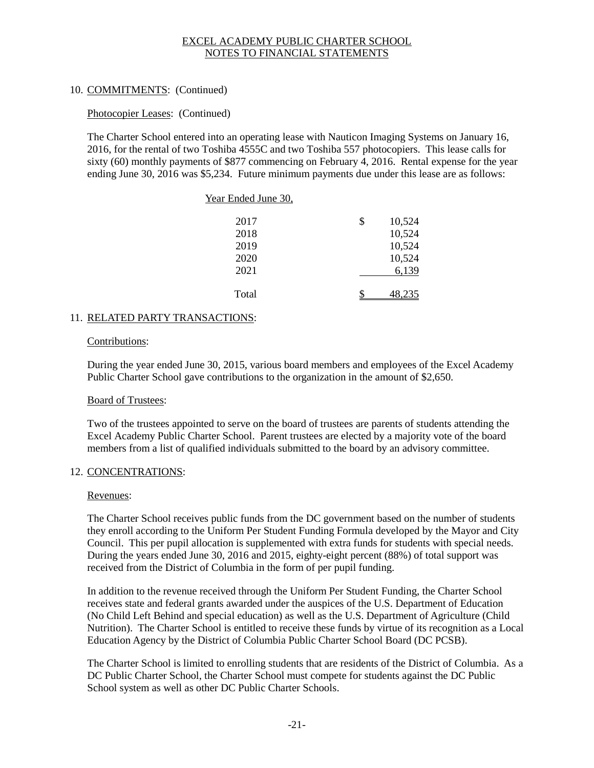# EXCEL ACADEMY PUBLIC CHARTER SCHOOL
## NOTES TO FINANCIAL STATEMENTS

10. COMMITMENTS: (Continued)

Photocopier Leases: (Continued)

The Charter School entered into an operating lease with Nauticon Imaging Systems on January 16, 2016, for the rental of two Toshiba 4555C and two Toshiba 557 photocopiers. This lease calls for sixty (60) monthly payments of $877 commencing on February 4, 2016. Rental expense for the year ending June 30, 2016 was $5,234. Future minimum payments due under this lease are as follows:

| Year Ended June 30, | |
|---|---|
| 2017 | $ 10,524 |
| 2018 | 10,524 |
| 2019 | 10,524 |
| 2020 | 10,524 |
| 2021 | 6,139 |
| Total | $ 48,235 |

11. RELATED PARTY TRANSACTIONS:

Contributions:

During the year ended June 30, 2015, various board members and employees of the Excel Academy Public Charter School gave contributions to the organization in the amount of $2,650.

Board of Trustees:

Two of the trustees appointed to serve on the board of trustees are parents of students attending the Excel Academy Public Charter School. Parent trustees are elected by a majority vote of the board members from a list of qualified individuals submitted to the board by an advisory committee.

12. CONCENTRATIONS:

Revenues:

The Charter School receives public funds from the DC government based on the number of students they enroll according to the Uniform Per Student Funding Formula developed by the Mayor and City Council. This per pupil allocation is supplemented with extra funds for students with special needs. During the years ended June 30, 2016 and 2015, eighty-eight percent (88%) of total support was received from the District of Columbia in the form of per pupil funding.

In addition to the revenue received through the Uniform Per Student Funding, the Charter School receives state and federal grants awarded under the auspices of the U.S. Department of Education (No Child Left Behind and special education) as well as the U.S. Department of Agriculture (Child Nutrition). The Charter School is entitled to receive these funds by virtue of its recognition as a Local Education Agency by the District of Columbia Public Charter School Board (DC PCSB).

The Charter School is limited to enrolling students that are residents of the District of Columbia. As a DC Public Charter School, the Charter School must compete for students against the DC Public School system as well as other DC Public Charter Schools.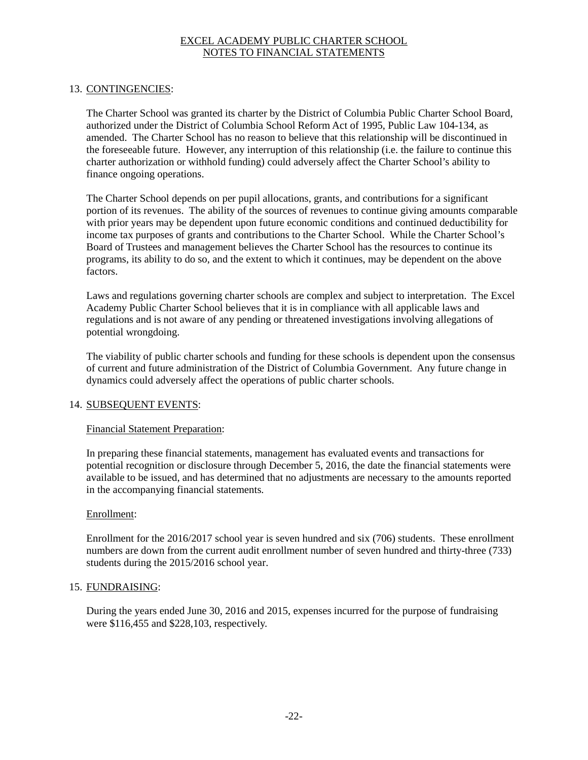## 13. CONTINGENCIES:

The Charter School was granted its charter by the District of Columbia Public Charter School Board, authorized under the District of Columbia School Reform Act of 1995, Public Law 104-134, as amended. The Charter School has no reason to believe that this relationship will be discontinued in the foreseeable future. However, any interruption of this relationship (i.e. the failure to continue this charter authorization or withhold funding) could adversely affect the Charter School's ability to finance ongoing operations.

The Charter School depends on per pupil allocations, grants, and contributions for a significant portion of its revenues. The ability of the sources of revenues to continue giving amounts comparable with prior years may be dependent upon future economic conditions and continued deductibility for income tax purposes of grants and contributions to the Charter School. While the Charter School's Board of Trustees and management believes the Charter School has the resources to continue its programs, its ability to do so, and the extent to which it continues, may be dependent on the above factors.

Laws and regulations governing charter schools are complex and subject to interpretation. The Excel Academy Public Charter School believes that it is in compliance with all applicable laws and regulations and is not aware of any pending or threatened investigations involving allegations of potential wrongdoing.

The viability of public charter schools and funding for these schools is dependent upon the consensus of current and future administration of the District of Columbia Government. Any future change in dynamics could adversely affect the operations of public charter schools.

## 14. SUBSEQUENT EVENTS:

Financial Statement Preparation:

In preparing these financial statements, management has evaluated events and transactions for potential recognition or disclosure through December 5, 2016, the date the financial statements were available to be issued, and has determined that no adjustments are necessary to the amounts reported in the accompanying financial statements.

Enrollment:

Enrollment for the 2016/2017 school year is seven hundred and six (706) students. These enrollment numbers are down from the current audit enrollment number of seven hundred and thirty-three (733) students during the 2015/2016 school year.

## 15. FUNDRAISING:

During the years ended June 30, 2016 and 2015, expenses incurred for the purpose of fundraising were $116,455 and $228,103, respectively.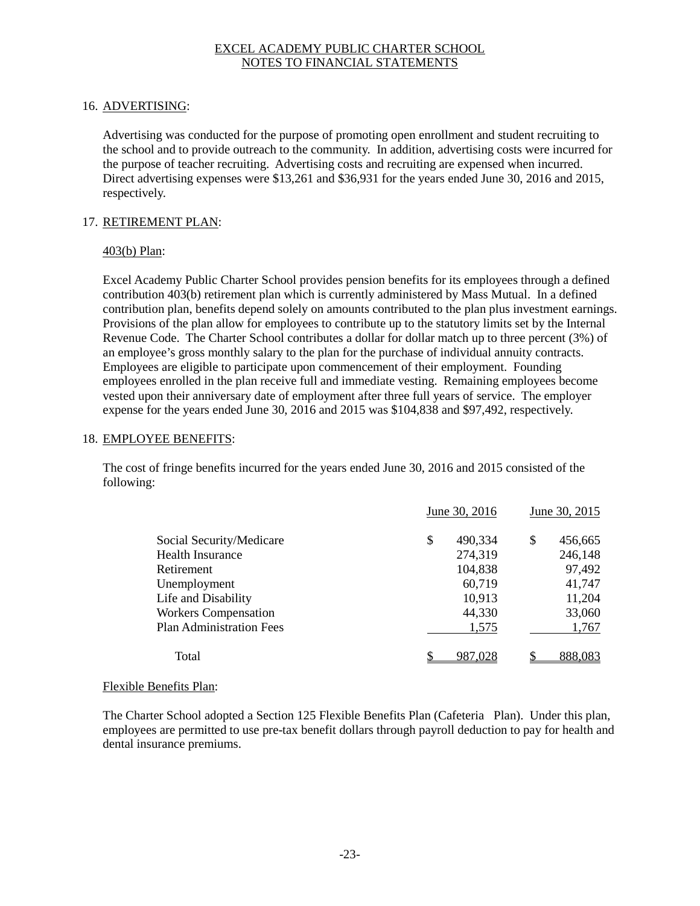EXCEL ACADEMY PUBLIC CHARTER SCHOOL
NOTES TO FINANCIAL STATEMENTS

## 16. ADVERTISING:

Advertising was conducted for the purpose of promoting open enrollment and student recruiting to the school and to provide outreach to the community. In addition, advertising costs were incurred for the purpose of teacher recruiting. Advertising costs and recruiting are expensed when incurred. Direct advertising expenses were $13,261 and $36,931 for the years ended June 30, 2016 and 2015, respectively.

## 17. RETIREMENT PLAN:

### 403(b) Plan:

Excel Academy Public Charter School provides pension benefits for its employees through a defined contribution 403(b) retirement plan which is currently administered by Mass Mutual. In a defined contribution plan, benefits depend solely on amounts contributed to the plan plus investment earnings. Provisions of the plan allow for employees to contribute up to the statutory limits set by the Internal Revenue Code. The Charter School contributes a dollar for dollar match up to three percent (3%) of an employee's gross monthly salary to the plan for the purchase of individual annuity contracts. Employees are eligible to participate upon commencement of their employment. Founding employees enrolled in the plan receive full and immediate vesting. Remaining employees become vested upon their anniversary date of employment after three full years of service. The employer expense for the years ended June 30, 2016 and 2015 was $104,838 and $97,492, respectively.

## 18. EMPLOYEE BENEFITS:

The cost of fringe benefits incurred for the years ended June 30, 2016 and 2015 consisted of the following:

| | June 30, 2016 | June 30, 2015 |
|---|---|---|
| Social Security/Medicare | $ 490,334 | $ 456,665 |
| Health Insurance | 274,319 | 246,148 |
| Retirement | 104,838 | 97,492 |
| Unemployment | 60,719 | 41,747 |
| Life and Disability | 10,913 | 11,204 |
| Workers Compensation | 44,330 | 33,060 |
| Plan Administration Fees | 1,575 | 1,767 |
| Total | $ 987,028 | $ 888,083 |

### Flexible Benefits Plan:

The Charter School adopted a Section 125 Flexible Benefits Plan (Cafeteria Plan). Under this plan, employees are permitted to use pre-tax benefit dollars through payroll deduction to pay for health and dental insurance premiums.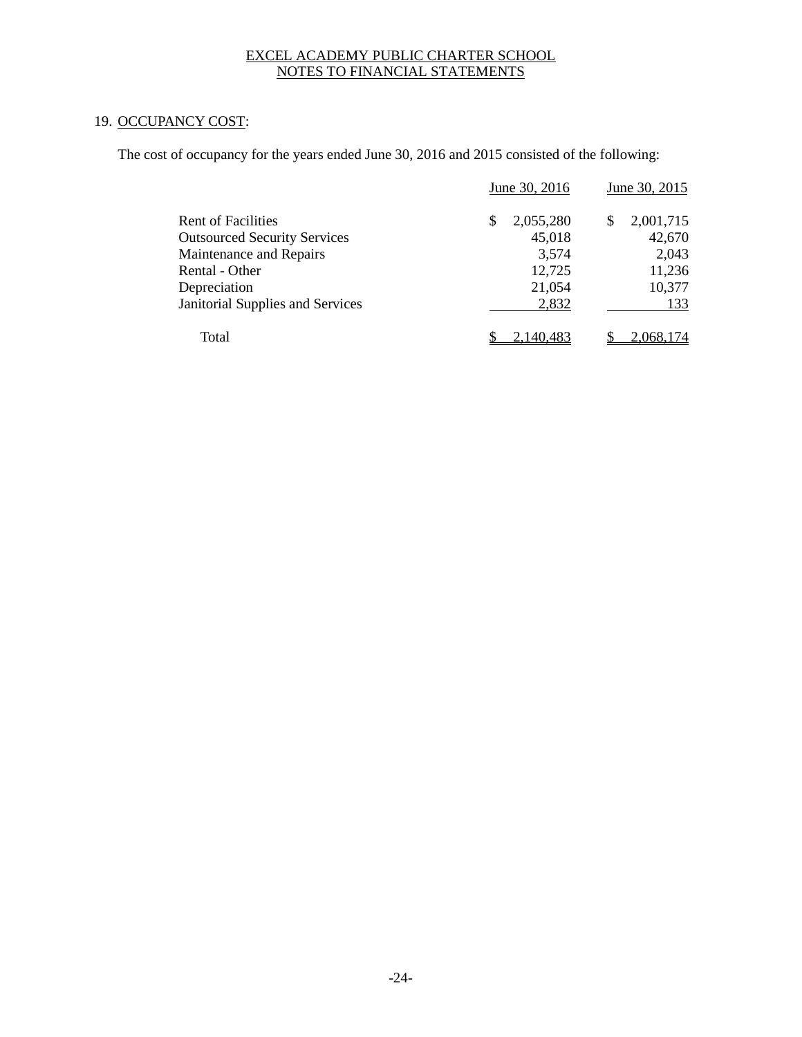EXCEL ACADEMY PUBLIC CHARTER SCHOOL
NOTES TO FINANCIAL STATEMENTS

## 19. OCCUPANCY COST:

The cost of occupancy for the years ended June 30, 2016 and 2015 consisted of the following:

| | June 30, 2016 | June 30, 2015 |
|---|---|---|
| Rent of Facilities | $ 2,055,280 | $ 2,001,715 |
| Outsourced Security Services | 45,018 | 42,670 |
| Maintenance and Repairs | 3,574 | 2,043 |
| Rental - Other | 12,725 | 11,236 |
| Depreciation | 21,054 | 10,377 |
| Janitorial Supplies and Services | 2,832 | 133 |
| Total | $ 2,140,483 | $ 2,068,174 |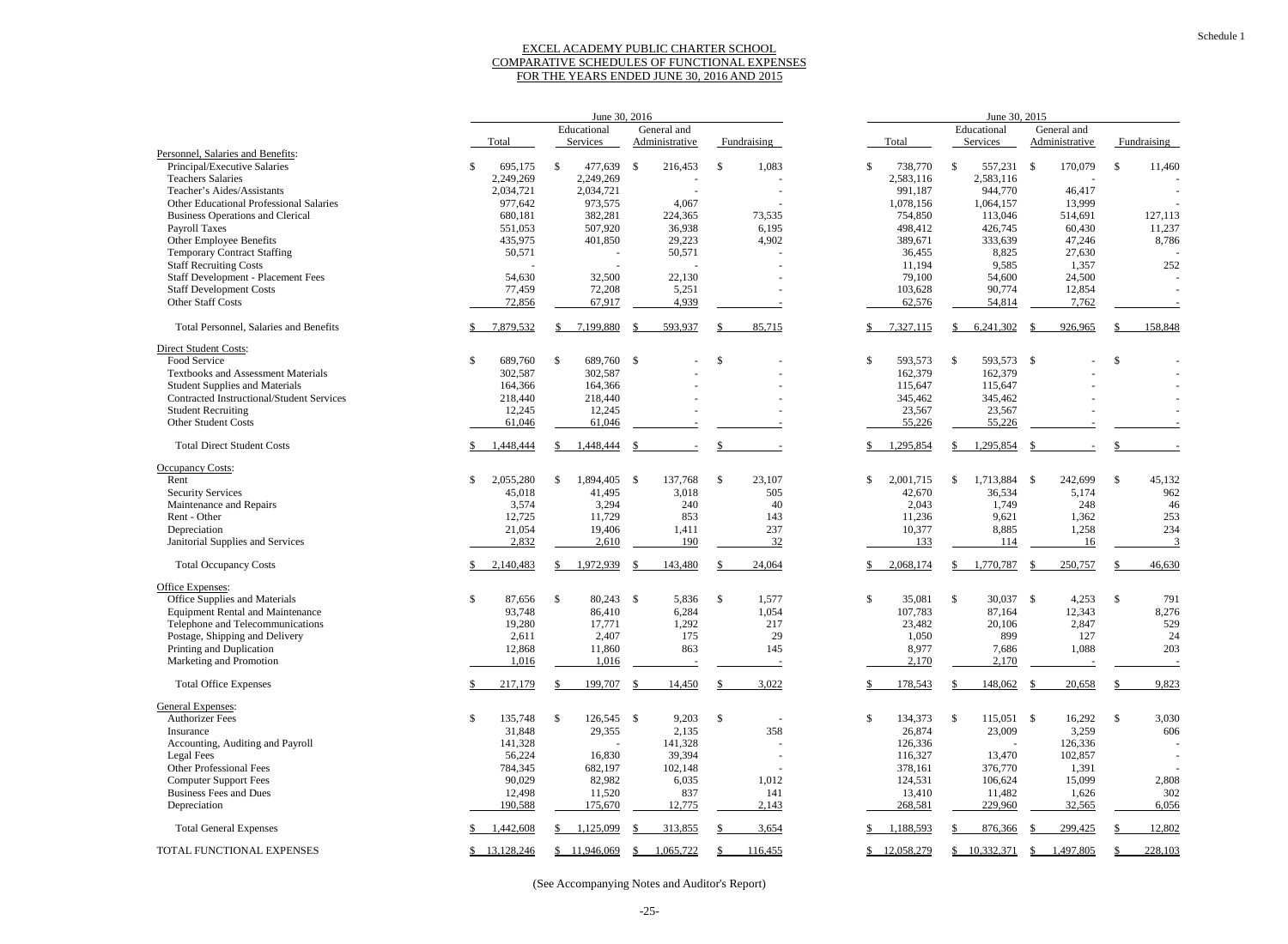Schedule 1

# EXCEL ACADEMY PUBLIC CHARTER SCHOOL
## COMPARATIVE SCHEDULES OF FUNCTIONAL EXPENSES
### FOR THE YEARS ENDED JUNE 30, 2016 AND 2015

| | June 30, 2016 | | | | June 30, 2015 | | | |
|---|---|---|---|---|---|---|---|---|
| | Total | Educational Services | General and Administrative | Fundraising | Total | Educational Services | General and Administrative | Fundraising |
| **Personnel, Salaries and Benefits:** | | | | | | | | |
| Principal/Executive Salaries | $ 695,175 | $ 477,639 | $ 216,453 | $ 1,083 | $ 738,770 | $ 557,231 | $ 170,079 | $ 11,460 |
| Teachers Salaries | 2,249,269 | 2,249,269 | - | - | 2,583,116 | 2,583,116 | - | - |
| Teacher's Aides/Assistants | 2,034,721 | 2,034,721 | - | - | 991,187 | 944,770 | 46,417 | - |
| Other Educational Professional Salaries | 977,642 | 973,575 | 4,067 | - | 1,078,156 | 1,064,157 | 13,999 | - |
| Business Operations and Clerical | 680,181 | 382,281 | 224,365 | 73,535 | 754,850 | 113,046 | 514,691 | 127,113 |
| Payroll Taxes | 551,053 | 507,920 | 36,938 | 6,195 | 498,412 | 426,745 | 60,430 | 11,237 |
| Other Employee Benefits | 435,975 | 401,850 | 29,223 | 4,902 | 389,671 | 333,639 | 47,246 | 8,786 |
| Temporary Contract Staffing | 50,571 | - | 50,571 | - | 36,455 | 8,825 | 27,630 | - |
| Staff Recruiting Costs | - | - | - | - | 11,194 | 9,585 | 1,357 | 252 |
| Staff Development - Placement Fees | 54,630 | 32,500 | 22,130 | - | 79,100 | 54,600 | 24,500 | - |
| Staff Development Costs | 77,459 | 72,208 | 5,251 | - | 103,628 | 90,774 | 12,854 | - |
| Other Staff Costs | 72,856 | 67,917 | 4,939 | - | 62,576 | 54,814 | 7,762 | - |
| Total Personnel, Salaries and Benefits | $ 7,879,532 | $ 7,199,880 | $ 593,937 | $ 85,715 | $ 7,327,115 | $ 6,241,302 | $ 926,965 | $ 158,848 |
| **Direct Student Costs:** | | | | | | | | |
| Food Service | $ 689,760 | $ 689,760 | $ - | $ - | $ 593,573 | $ 593,573 | $ - | $ - |
| Textbooks and Assessment Materials | 302,587 | 302,587 | - | - | 162,379 | 162,379 | - | - |
| Student Supplies and Materials | 164,366 | 164,366 | - | - | 115,647 | 115,647 | - | - |
| Contracted Instructional/Student Services | 218,440 | 218,440 | - | - | 345,462 | 345,462 | - | - |
| Student Recruiting | 12,245 | 12,245 | - | - | 23,567 | 23,567 | - | - |
| Other Student Costs | 61,046 | 61,046 | - | - | 55,226 | 55,226 | - | - |
| Total Direct Student Costs | $ 1,448,444 | $ 1,448,444 | $ - | $ - | $ 1,295,854 | $ 1,295,854 | $ - | $ - |
| **Occupancy Costs:** | | | | | | | | |
| Rent | $ 2,055,280 | $ 1,894,405 | $ 137,768 | $ 23,107 | $ 2,001,715 | $ 1,713,884 | $ 242,699 | $ 45,132 |
| Security Services | 45,018 | 41,495 | 3,018 | 505 | 42,670 | 36,534 | 5,174 | 962 |
| Maintenance and Repairs | 3,574 | 3,294 | 240 | 40 | 2,043 | 1,749 | 248 | 46 |
| Rent - Other | 12,725 | 11,729 | 853 | 143 | 11,236 | 9,621 | 1,362 | 253 |
| Depreciation | 21,054 | 19,406 | 1,411 | 237 | 10,377 | 8,885 | 1,258 | 234 |
| Janitorial Supplies and Services | 2,832 | 2,610 | 190 | 32 | 133 | 114 | 16 | 3 |
| Total Occupancy Costs | $ 2,140,483 | $ 1,972,939 | $ 143,480 | $ 24,064 | $ 2,068,174 | $ 1,770,787 | $ 250,757 | $ 46,630 |
| **Office Expenses:** | | | | | | | | |
| Office Supplies and Materials | $ 87,656 | $ 80,243 | $ 5,836 | $ 1,577 | $ 35,081 | $ 30,037 | $ 4,253 | $ 791 |
| Equipment Rental and Maintenance | 93,748 | 86,410 | 6,284 | 1,054 | 107,783 | 87,164 | 12,343 | 8,276 |
| Telephone and Telecommunications | 19,280 | 17,771 | 1,292 | 217 | 23,482 | 20,106 | 2,847 | 529 |
| Postage, Shipping and Delivery | 2,611 | 2,407 | 175 | 29 | 1,050 | 899 | 127 | 24 |
| Printing and Duplication | 12,868 | 11,860 | 863 | 145 | 8,977 | 7,686 | 1,088 | 203 |
| Marketing and Promotion | 1,016 | 1,016 | - | - | 2,170 | 2,170 | - | - |
| Total Office Expenses | $ 217,179 | $ 199,707 | $ 14,450 | $ 3,022 | $ 178,543 | $ 148,062 | $ 20,658 | $ 9,823 |
| **General Expenses:** | | | | | | | | |
| Authorizer Fees | $ 135,748 | $ 126,545 | $ 9,203 | $ - | $ 134,373 | $ 115,051 | $ 16,292 | $ 3,030 |
| Insurance | 31,848 | 29,355 | 2,135 | 358 | 26,874 | 23,009 | 3,259 | 606 |
| Accounting, Auditing and Payroll | 141,328 | - | 141,328 | - | 126,336 | - | 126,336 | - |
| Legal Fees | 56,224 | 16,830 | 39,394 | - | 116,327 | 13,470 | 102,857 | - |
| Other Professional Fees | 784,345 | 682,197 | 102,148 | - | 378,161 | 376,770 | 1,391 | - |
| Computer Support Fees | 90,029 | 82,982 | 6,035 | 1,012 | 124,531 | 106,624 | 15,099 | 2,808 |
| Business Fees and Dues | 12,498 | 11,520 | 837 | 141 | 13,410 | 11,482 | 1,626 | 302 |
| Depreciation | 190,588 | 175,670 | 12,775 | 2,143 | 268,581 | 229,960 | 32,565 | 6,056 |
| Total General Expenses | $ 1,442,608 | $ 1,125,099 | $ 313,855 | $ 3,654 | $ 1,188,593 | $ 876,366 | $ 299,425 | $ 12,802 |
| TOTAL FUNCTIONAL EXPENSES | $ 13,128,246 | $ 11,946,069 | $ 1,065,722 | $ 116,455 | $ 12,058,279 | $ 10,332,371 | $ 1,497,805 | $ 228,103 |

(See Accompanying Notes and Auditor's Report)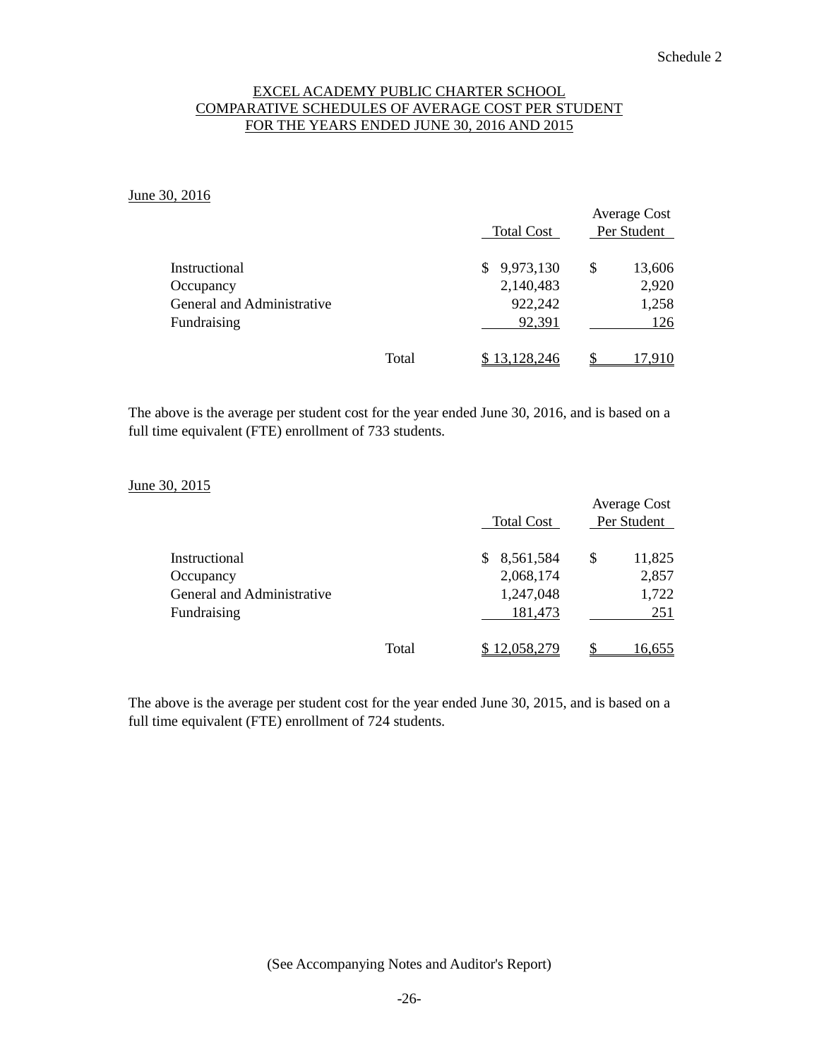Schedule 2

# EXCEL ACADEMY PUBLIC CHARTER SCHOOL
## COMPARATIVE SCHEDULES OF AVERAGE COST PER STUDENT
## FOR THE YEARS ENDED JUNE 30, 2016 AND 2015

June 30, 2016

| | Total Cost | Average Cost Per Student |
|---|---|---|
| Instructional | $ 9,973,130 | $ 13,606 |
| Occupancy | 2,140,483 | 2,920 |
| General and Administrative | 922,242 | 1,258 |
| Fundraising | 92,391 | 126 |
| Total | $ 13,128,246 | $ 17,910 |

The above is the average per student cost for the year ended June 30, 2016, and is based on a full time equivalent (FTE) enrollment of 733 students.

June 30, 2015

| | Total Cost | Average Cost Per Student |
|---|---|---|
| Instructional | $ 8,561,584 | $ 11,825 |
| Occupancy | 2,068,174 | 2,857 |
| General and Administrative | 1,247,048 | 1,722 |
| Fundraising | 181,473 | 251 |
| Total | $ 12,058,279 | $ 16,655 |

The above is the average per student cost for the year ended June 30, 2015, and is based on a full time equivalent (FTE) enrollment of 724 students.

(See Accompanying Notes and Auditor's Report)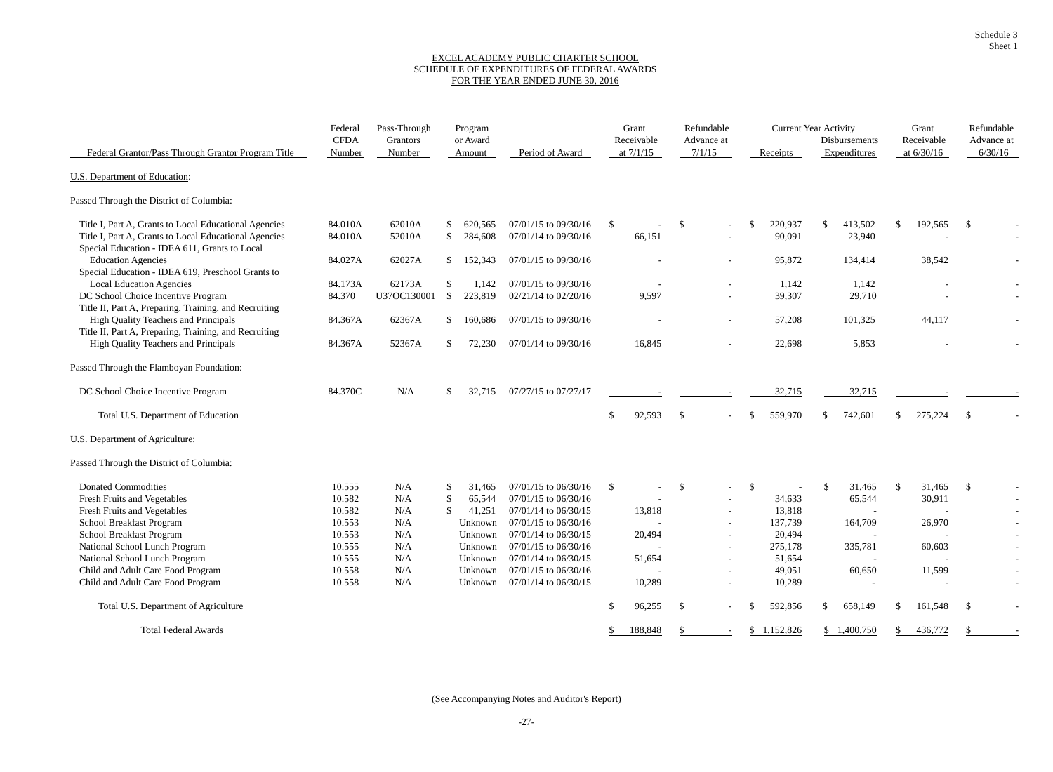Schedule 3
Sheet 1

# EXCEL ACADEMY PUBLIC CHARTER SCHOOL
## SCHEDULE OF EXPENDITURES OF FEDERAL AWARDS
## FOR THE YEAR ENDED JUNE 30, 2016

| Federal Grantor/Pass Through Grantor Program Title | Federal CFDA Number | Pass-Through Grantors Number | Program or Award Amount | Period of Award | Grant Receivable at 7/1/15 | Refundable Advance at 7/1/15 | Current Year Activity Receipts | Current Year Activity Disbursements Expenditures | Grant Receivable at 6/30/16 | Refundable Advance at 6/30/16 |
|---|---|---|---|---|---|---|---|---|---|---|
| U.S. Department of Education: | | | | | | | | | | |
| Passed Through the District of Columbia: | | | | | | | | | | |
| Title I, Part A, Grants to Local Educational Agencies | 84.010A | 62010A | $ 620,565 | 07/01/15 to 09/30/16 | $ - | $ - | $ 220,937 | $ 413,502 | $ 192,565 | $ - |
| Title I, Part A, Grants to Local Educational Agencies | 84.010A | 52010A | $ 284,608 | 07/01/14 to 09/30/16 | 66,151 | - | 90,091 | 23,940 | - | - |
| Special Education - IDEA 611, Grants to Local Education Agencies | 84.027A | 62027A | $ 152,343 | 07/01/15 to 09/30/16 | - | - | 95,872 | 134,414 | 38,542 | - |
| Special Education - IDEA 619, Preschool Grants to Local Education Agencies | 84.173A | 62173A | $ 1,142 | 07/01/15 to 09/30/16 | - | - | 1,142 | 1,142 | - | - |
| DC School Choice Incentive Program | 84.370 | U37OC130001 | $ 223,819 | 02/21/14 to 02/20/16 | 9,597 | - | 39,307 | 29,710 | - | - |
| Title II, Part A, Preparing, Training, and Recruiting High Quality Teachers and Principals | 84.367A | 62367A | $ 160,686 | 07/01/15 to 09/30/16 | - | - | 57,208 | 101,325 | 44,117 | - |
| Title II, Part A, Preparing, Training, and Recruiting High Quality Teachers and Principals | 84.367A | 52367A | $ 72,230 | 07/01/14 to 09/30/16 | 16,845 | - | 22,698 | 5,853 | - | - |
| Passed Through the Flamboyan Foundation: | | | | | | | | | | |
| DC School Choice Incentive Program | 84.370C | N/A | $ 32,715 | 07/27/15 to 07/27/17 | - | - | 32,715 | 32,715 | - | - |
| Total U.S. Department of Education | | | | | $ 92,593 | $ - | $ 559,970 | $ 742,601 | $ 275,224 | $ - |
| U.S. Department of Agriculture: | | | | | | | | | | |
| Passed Through the District of Columbia: | | | | | | | | | | |
| Donated Commodities | 10.555 | N/A | $ 31,465 | 07/01/15 to 06/30/16 | $ - | $ - | $ - | $ 31,465 | $ 31,465 | $ - |
| Fresh Fruits and Vegetables | 10.582 | N/A | $ 65,544 | 07/01/15 to 06/30/16 | - | - | 34,633 | 65,544 | 30,911 | - |
| Fresh Fruits and Vegetables | 10.582 | N/A | $ 41,251 | 07/01/14 to 06/30/15 | 13,818 | - | 13,818 | - | - | - |
| School Breakfast Program | 10.553 | N/A | Unknown | 07/01/15 to 06/30/16 | - | - | 137,739 | 164,709 | 26,970 | - |
| School Breakfast Program | 10.553 | N/A | Unknown | 07/01/14 to 06/30/15 | 20,494 | - | 20,494 | - | - | - |
| National School Lunch Program | 10.555 | N/A | Unknown | 07/01/15 to 06/30/16 | - | - | 275,178 | 335,781 | 60,603 | - |
| National School Lunch Program | 10.555 | N/A | Unknown | 07/01/14 to 06/30/15 | 51,654 | - | 51,654 | - | - | - |
| Child and Adult Care Food Program | 10.558 | N/A | Unknown | 07/01/15 to 06/30/16 | - | - | 49,051 | 60,650 | 11,599 | - |
| Child and Adult Care Food Program | 10.558 | N/A | Unknown | 07/01/14 to 06/30/15 | 10,289 | - | 10,289 | - | - | - |
| Total U.S. Department of Agriculture | | | | | $ 96,255 | $ - | $ 592,856 | $ 658,149 | $ 161,548 | $ - |
| Total Federal Awards | | | | | $ 188,848 | $ - | $ 1,152,826 | $ 1,400,750 | $ 436,772 | $ - |

(See Accompanying Notes and Auditor's Report)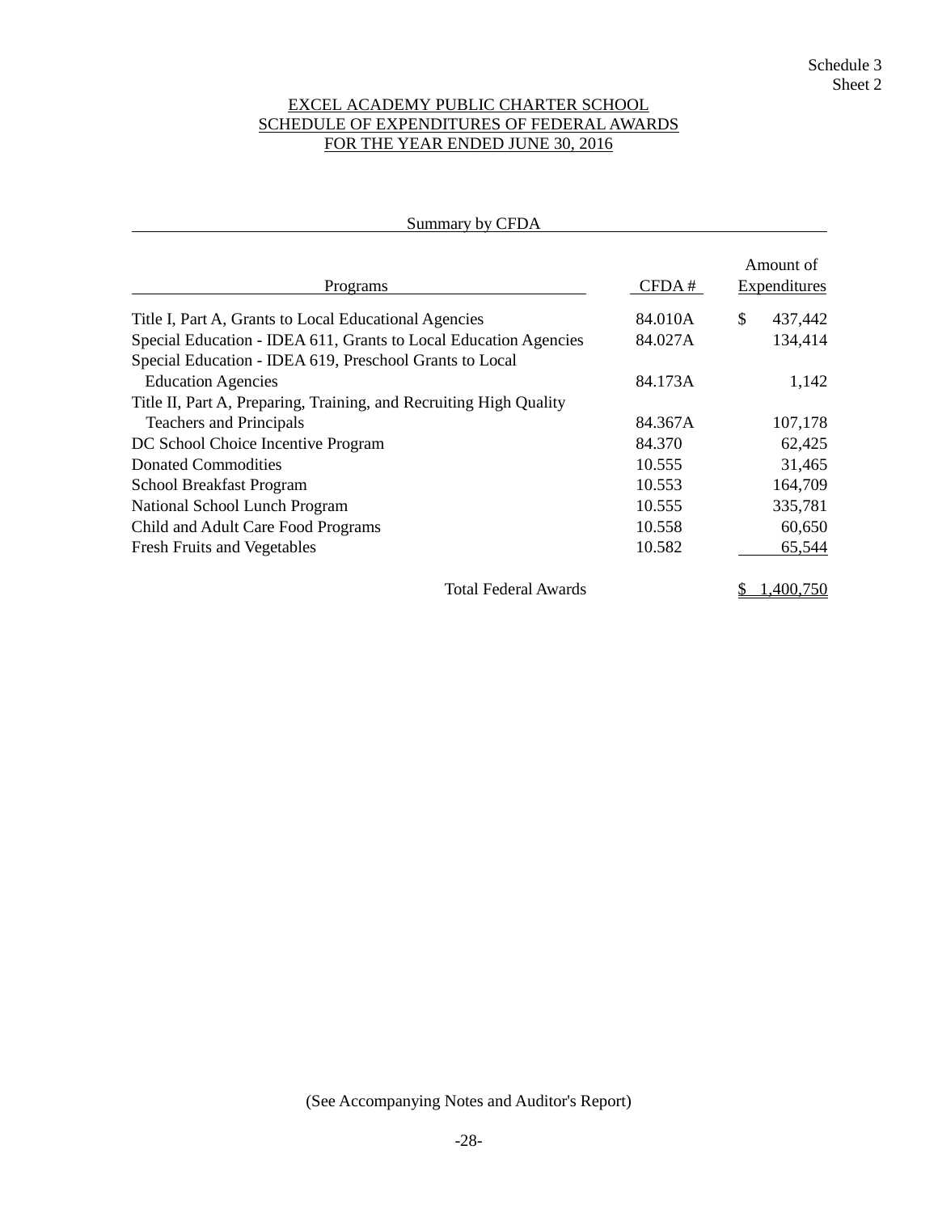Schedule 3
Sheet 2

# EXCEL ACADEMY PUBLIC CHARTER SCHOOL
## SCHEDULE OF EXPENDITURES OF FEDERAL AWARDS
## FOR THE YEAR ENDED JUNE 30, 2016

Summary by CFDA

| Programs | CFDA # | Amount of Expenditures |
|---|---|---|
| Title I, Part A, Grants to Local Educational Agencies | 84.010A | $ 437,442 |
| Special Education - IDEA 611, Grants to Local Education Agencies | 84.027A | 134,414 |
| Special Education - IDEA 619, Preschool Grants to Local Education Agencies | 84.173A | 1,142 |
| Title II, Part A, Preparing, Training, and Recruiting High Quality Teachers and Principals | 84.367A | 107,178 |
| DC School Choice Incentive Program | 84.370 | 62,425 |
| Donated Commodities | 10.555 | 31,465 |
| School Breakfast Program | 10.553 | 164,709 |
| National School Lunch Program | 10.555 | 335,781 |
| Child and Adult Care Food Programs | 10.558 | 60,650 |
| Fresh Fruits and Vegetables | 10.582 | 65,544 |
| Total Federal Awards | | $ 1,400,750 |

(See Accompanying Notes and Auditor's Report)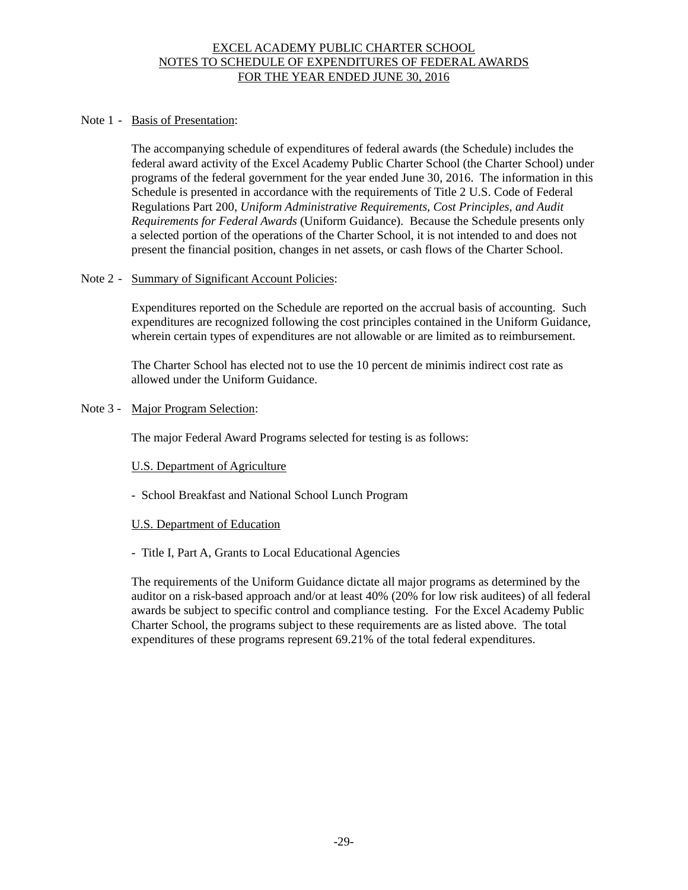# EXCEL ACADEMY PUBLIC CHARTER SCHOOL
## NOTES TO SCHEDULE OF EXPENDITURES OF FEDERAL AWARDS
## FOR THE YEAR ENDED JUNE 30, 2016

Note 1 - Basis of Presentation:

The accompanying schedule of expenditures of federal awards (the Schedule) includes the federal award activity of the Excel Academy Public Charter School (the Charter School) under programs of the federal government for the year ended June 30, 2016. The information in this Schedule is presented in accordance with the requirements of Title 2 U.S. Code of Federal Regulations Part 200, *Uniform Administrative Requirements, Cost Principles, and Audit Requirements for Federal Awards* (Uniform Guidance). Because the Schedule presents only a selected portion of the operations of the Charter School, it is not intended to and does not present the financial position, changes in net assets, or cash flows of the Charter School.

Note 2 - Summary of Significant Account Policies:

Expenditures reported on the Schedule are reported on the accrual basis of accounting. Such expenditures are recognized following the cost principles contained in the Uniform Guidance, wherein certain types of expenditures are not allowable or are limited as to reimbursement.

The Charter School has elected not to use the 10 percent de minimis indirect cost rate as allowed under the Uniform Guidance.

Note 3 - Major Program Selection:

The major Federal Award Programs selected for testing is as follows:

U.S. Department of Agriculture

- School Breakfast and National School Lunch Program

U.S. Department of Education

- Title I, Part A, Grants to Local Educational Agencies

The requirements of the Uniform Guidance dictate all major programs as determined by the auditor on a risk-based approach and/or at least 40% (20% for low risk auditees) of all federal awards be subject to specific control and compliance testing. For the Excel Academy Public Charter School, the programs subject to these requirements are as listed above. The total expenditures of these programs represent 69.21% of the total federal expenditures.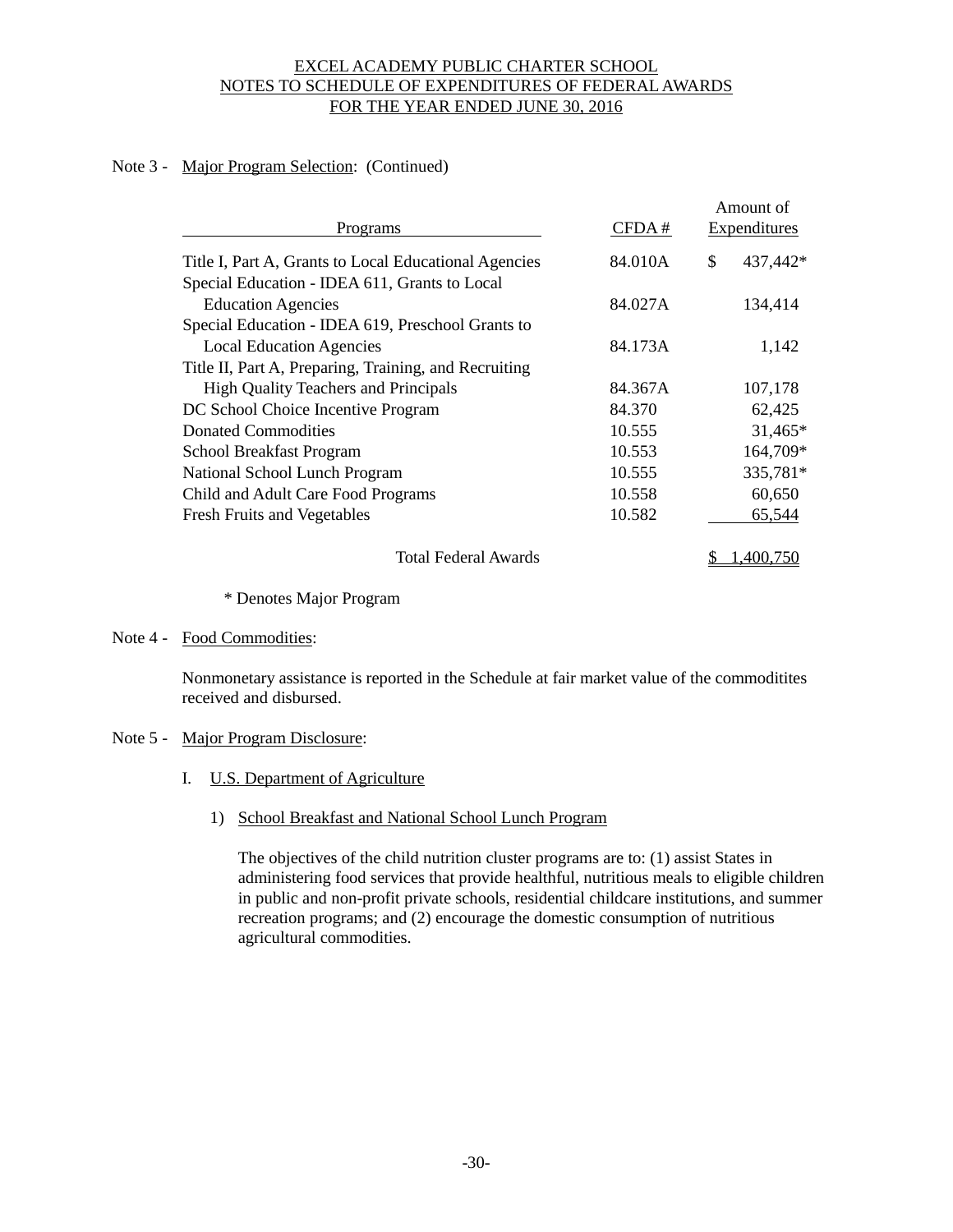# EXCEL ACADEMY PUBLIC CHARTER SCHOOL
## NOTES TO SCHEDULE OF EXPENDITURES OF FEDERAL AWARDS
## FOR THE YEAR ENDED JUNE 30, 2016

Note 3 - Major Program Selection: (Continued)

| Programs | CFDA # | Amount of Expenditures |
|---|---|---|
| Title I, Part A, Grants to Local Educational Agencies | 84.010A | $ 437,442* |
| Special Education - IDEA 611, Grants to Local Education Agencies | 84.027A | 134,414 |
| Special Education - IDEA 619, Preschool Grants to Local Education Agencies | 84.173A | 1,142 |
| Title II, Part A, Preparing, Training, and Recruiting High Quality Teachers and Principals | 84.367A | 107,178 |
| DC School Choice Incentive Program | 84.370 | 62,425 |
| Donated Commodities | 10.555 | 31,465* |
| School Breakfast Program | 10.553 | 164,709* |
| National School Lunch Program | 10.555 | 335,781* |
| Child and Adult Care Food Programs | 10.558 | 60,650 |
| Fresh Fruits and Vegetables | 10.582 | 65,544 |
| Total Federal Awards | | $ 1,400,750 |

\* Denotes Major Program

Note 4 - Food Commodities:

Nonmonetary assistance is reported in the Schedule at fair market value of the commoditites received and disbursed.

Note 5 - Major Program Disclosure:

I. U.S. Department of Agriculture

1) School Breakfast and National School Lunch Program

The objectives of the child nutrition cluster programs are to: (1) assist States in administering food services that provide healthful, nutritious meals to eligible children in public and non-profit private schools, residential childcare institutions, and summer recreation programs; and (2) encourage the domestic consumption of nutritious agricultural commodities.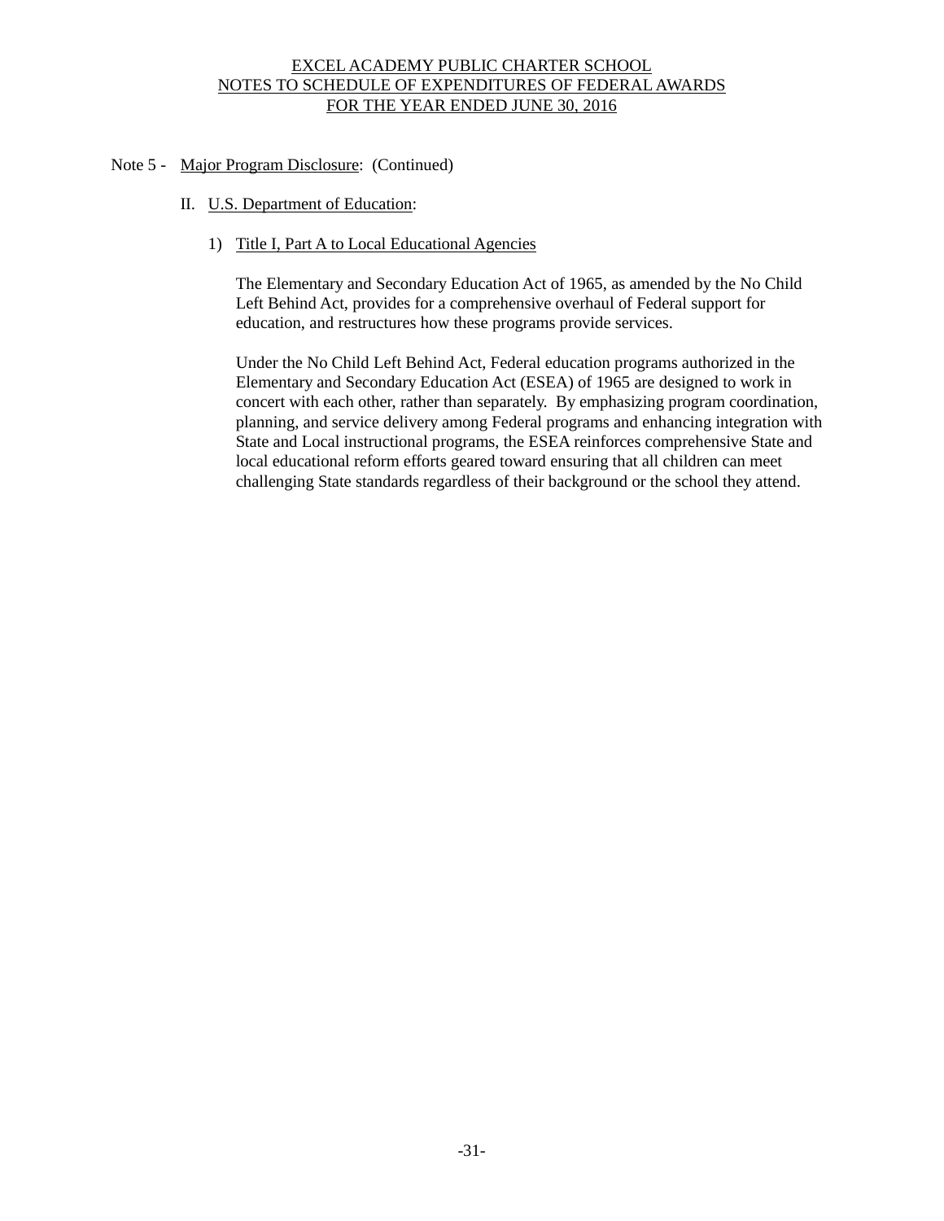# EXCEL ACADEMY PUBLIC CHARTER SCHOOL
## NOTES TO SCHEDULE OF EXPENDITURES OF FEDERAL AWARDS
## FOR THE YEAR ENDED JUNE 30, 2016

Note 5 - Major Program Disclosure: (Continued)

II. U.S. Department of Education:

1) Title I, Part A to Local Educational Agencies

The Elementary and Secondary Education Act of 1965, as amended by the No Child Left Behind Act, provides for a comprehensive overhaul of Federal support for education, and restructures how these programs provide services.

Under the No Child Left Behind Act, Federal education programs authorized in the Elementary and Secondary Education Act (ESEA) of 1965 are designed to work in concert with each other, rather than separately. By emphasizing program coordination, planning, and service delivery among Federal programs and enhancing integration with State and Local instructional programs, the ESEA reinforces comprehensive State and local educational reform efforts geared toward ensuring that all children can meet challenging State standards regardless of their background or the school they attend.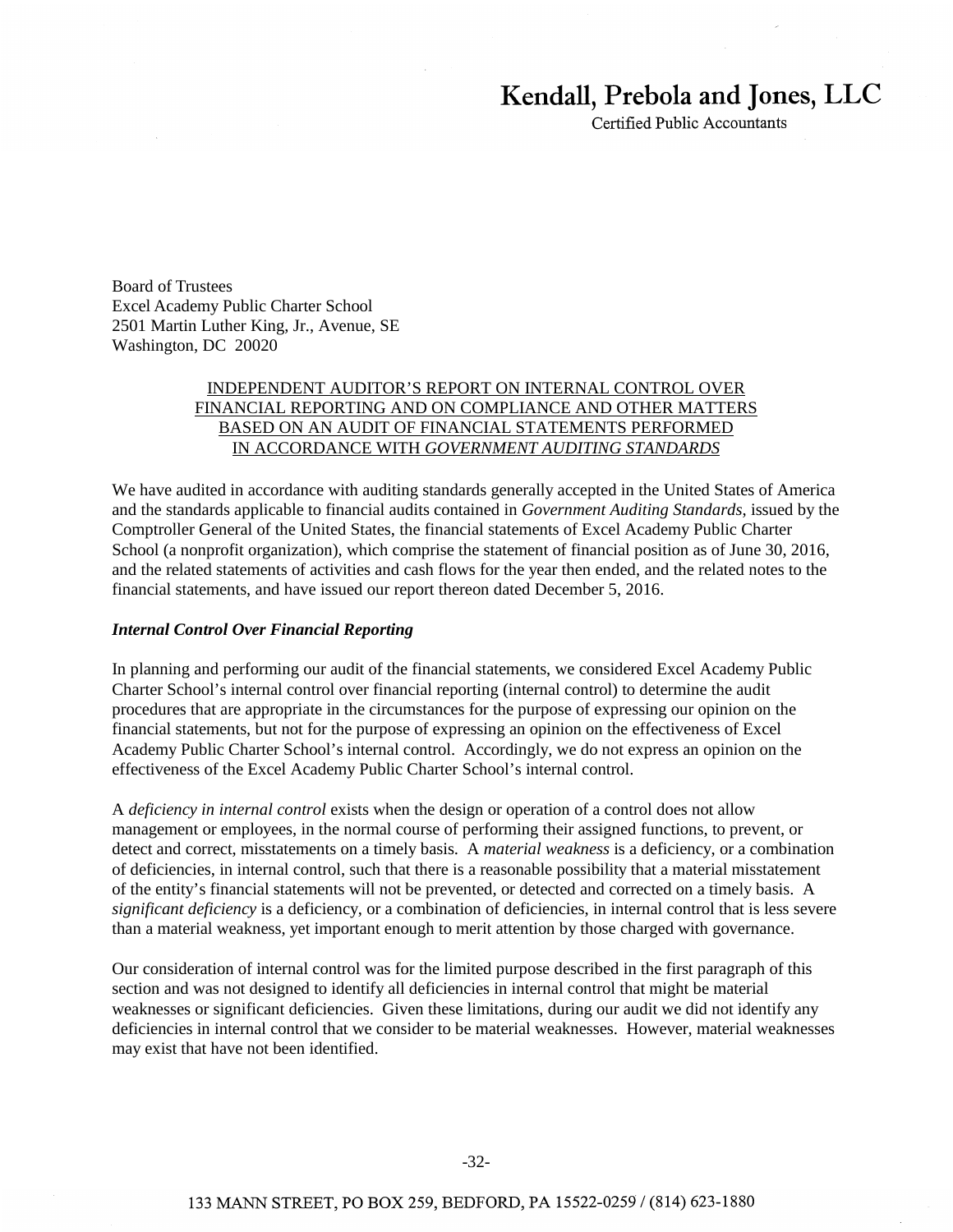**Kendall, Prebola and Jones, LLC**
Certified Public Accountants

Board of Trustees
Excel Academy Public Charter School
2501 Martin Luther King, Jr., Avenue, SE
Washington, DC 20020

## INDEPENDENT AUDITOR'S REPORT ON INTERNAL CONTROL OVER FINANCIAL REPORTING AND ON COMPLIANCE AND OTHER MATTERS BASED ON AN AUDIT OF FINANCIAL STATEMENTS PERFORMED IN ACCORDANCE WITH *GOVERNMENT AUDITING STANDARDS*

We have audited in accordance with auditing standards generally accepted in the United States of America and the standards applicable to financial audits contained in *Government Auditing Standards*, issued by the Comptroller General of the United States, the financial statements of Excel Academy Public Charter School (a nonprofit organization), which comprise the statement of financial position as of June 30, 2016, and the related statements of activities and cash flows for the year then ended, and the related notes to the financial statements, and have issued our report thereon dated December 5, 2016.

### *Internal Control Over Financial Reporting*

In planning and performing our audit of the financial statements, we considered Excel Academy Public Charter School's internal control over financial reporting (internal control) to determine the audit procedures that are appropriate in the circumstances for the purpose of expressing our opinion on the financial statements, but not for the purpose of expressing an opinion on the effectiveness of Excel Academy Public Charter School's internal control. Accordingly, we do not express an opinion on the effectiveness of the Excel Academy Public Charter School's internal control.

A *deficiency in internal control* exists when the design or operation of a control does not allow management or employees, in the normal course of performing their assigned functions, to prevent, or detect and correct, misstatements on a timely basis. A *material weakness* is a deficiency, or a combination of deficiencies, in internal control, such that there is a reasonable possibility that a material misstatement of the entity's financial statements will not be prevented, or detected and corrected on a timely basis. A *significant deficiency* is a deficiency, or a combination of deficiencies, in internal control that is less severe than a material weakness, yet important enough to merit attention by those charged with governance.

Our consideration of internal control was for the limited purpose described in the first paragraph of this section and was not designed to identify all deficiencies in internal control that might be material weaknesses or significant deficiencies. Given these limitations, during our audit we did not identify any deficiencies in internal control that we consider to be material weaknesses. However, material weaknesses may exist that have not been identified.

133 MANN STREET, PO BOX 259, BEDFORD, PA 15522-0259 / (814) 623-1880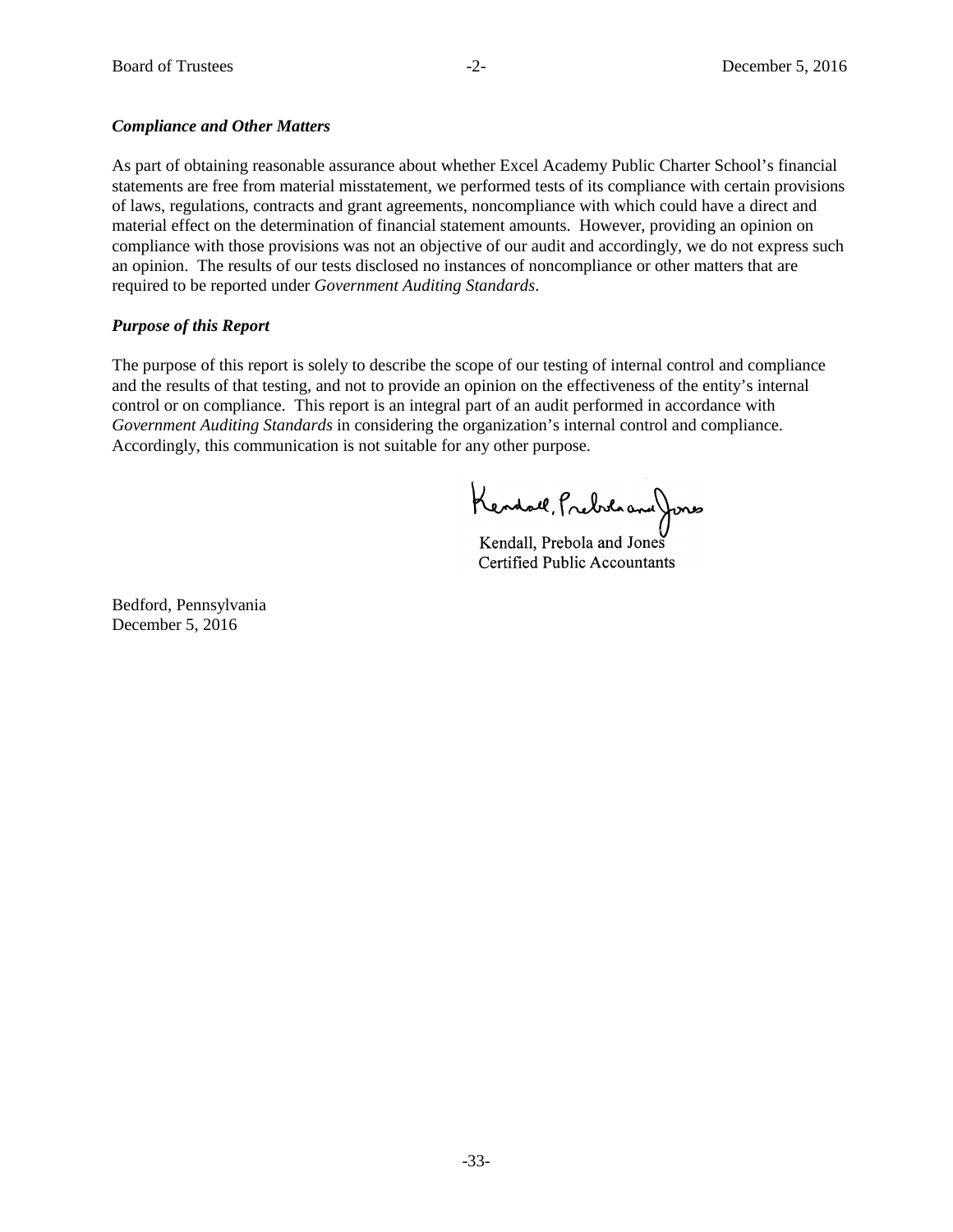***Compliance and Other Matters***

As part of obtaining reasonable assurance about whether Excel Academy Public Charter School's financial statements are free from material misstatement, we performed tests of its compliance with certain provisions of laws, regulations, contracts and grant agreements, noncompliance with which could have a direct and material effect on the determination of financial statement amounts. However, providing an opinion on compliance with those provisions was not an objective of our audit and accordingly, we do not express such an opinion. The results of our tests disclosed no instances of noncompliance or other matters that are required to be reported under *Government Auditing Standards*.

***Purpose of this Report***

The purpose of this report is solely to describe the scope of our testing of internal control and compliance and the results of that testing, and not to provide an opinion on the effectiveness of the entity's internal control or on compliance. This report is an integral part of an audit performed in accordance with *Government Auditing Standards* in considering the organization's internal control and compliance. Accordingly, this communication is not suitable for any other purpose.

Kendall, Prebola and Jones
Certified Public Accountants

Bedford, Pennsylvania
December 5, 2016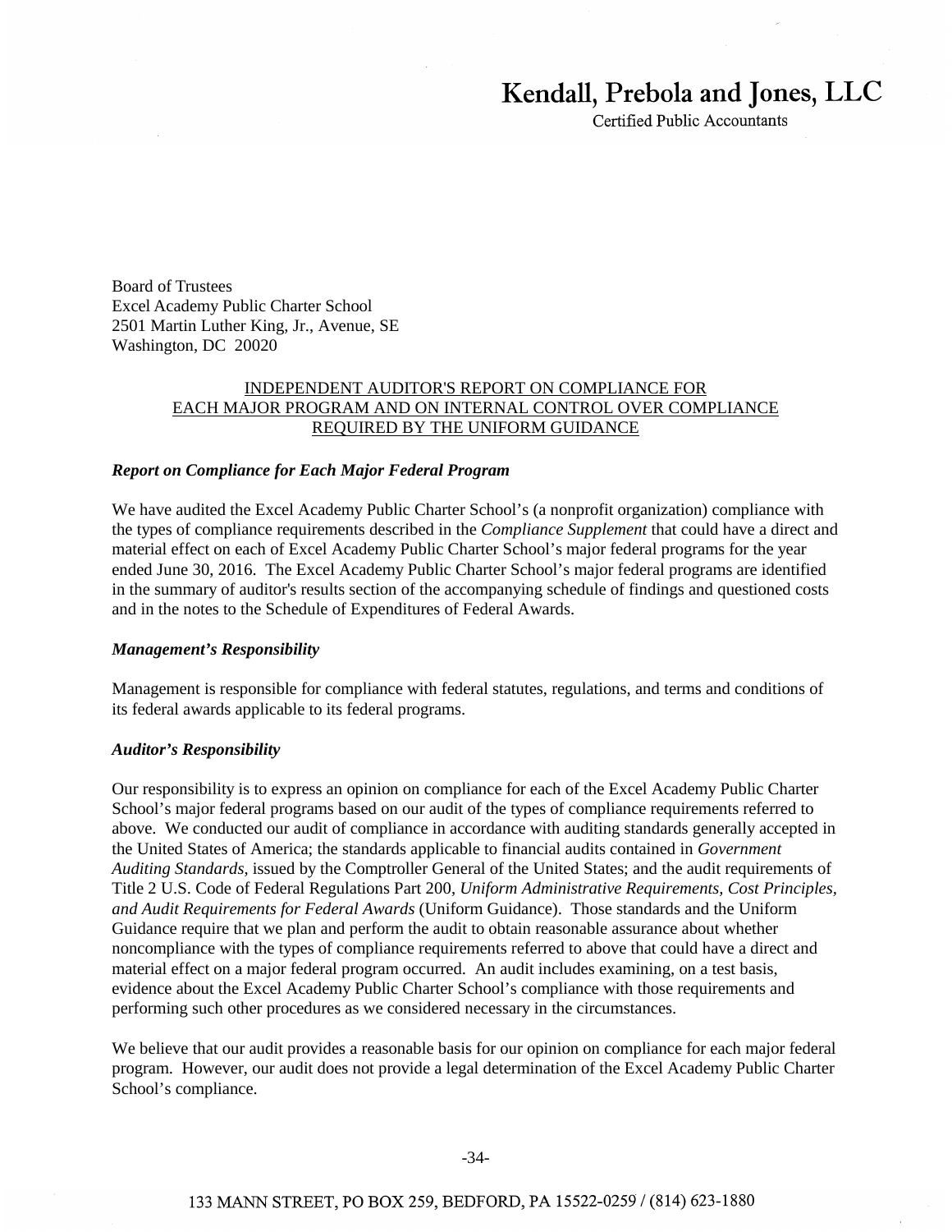# Kendall, Prebola and Jones, LLC

Certified Public Accountants

Board of Trustees
Excel Academy Public Charter School
2501 Martin Luther King, Jr., Avenue, SE
Washington, DC 20020

## INDEPENDENT AUDITOR'S REPORT ON COMPLIANCE FOR EACH MAJOR PROGRAM AND ON INTERNAL CONTROL OVER COMPLIANCE REQUIRED BY THE UNIFORM GUIDANCE

### *Report on Compliance for Each Major Federal Program*

We have audited the Excel Academy Public Charter School's (a nonprofit organization) compliance with the types of compliance requirements described in the *Compliance Supplement* that could have a direct and material effect on each of Excel Academy Public Charter School's major federal programs for the year ended June 30, 2016. The Excel Academy Public Charter School's major federal programs are identified in the summary of auditor's results section of the accompanying schedule of findings and questioned costs and in the notes to the Schedule of Expenditures of Federal Awards.

### *Management's Responsibility*

Management is responsible for compliance with federal statutes, regulations, and terms and conditions of its federal awards applicable to its federal programs.

### *Auditor's Responsibility*

Our responsibility is to express an opinion on compliance for each of the Excel Academy Public Charter School's major federal programs based on our audit of the types of compliance requirements referred to above. We conducted our audit of compliance in accordance with auditing standards generally accepted in the United States of America; the standards applicable to financial audits contained in *Government Auditing Standards*, issued by the Comptroller General of the United States; and the audit requirements of Title 2 U.S. Code of Federal Regulations Part 200, *Uniform Administrative Requirements, Cost Principles, and Audit Requirements for Federal Awards* (Uniform Guidance). Those standards and the Uniform Guidance require that we plan and perform the audit to obtain reasonable assurance about whether noncompliance with the types of compliance requirements referred to above that could have a direct and material effect on a major federal program occurred. An audit includes examining, on a test basis, evidence about the Excel Academy Public Charter School's compliance with those requirements and performing such other procedures as we considered necessary in the circumstances.

We believe that our audit provides a reasonable basis for our opinion on compliance for each major federal program. However, our audit does not provide a legal determination of the Excel Academy Public Charter School's compliance.

133 MANN STREET, PO BOX 259, BEDFORD, PA 15522-0259 / (814) 623-1880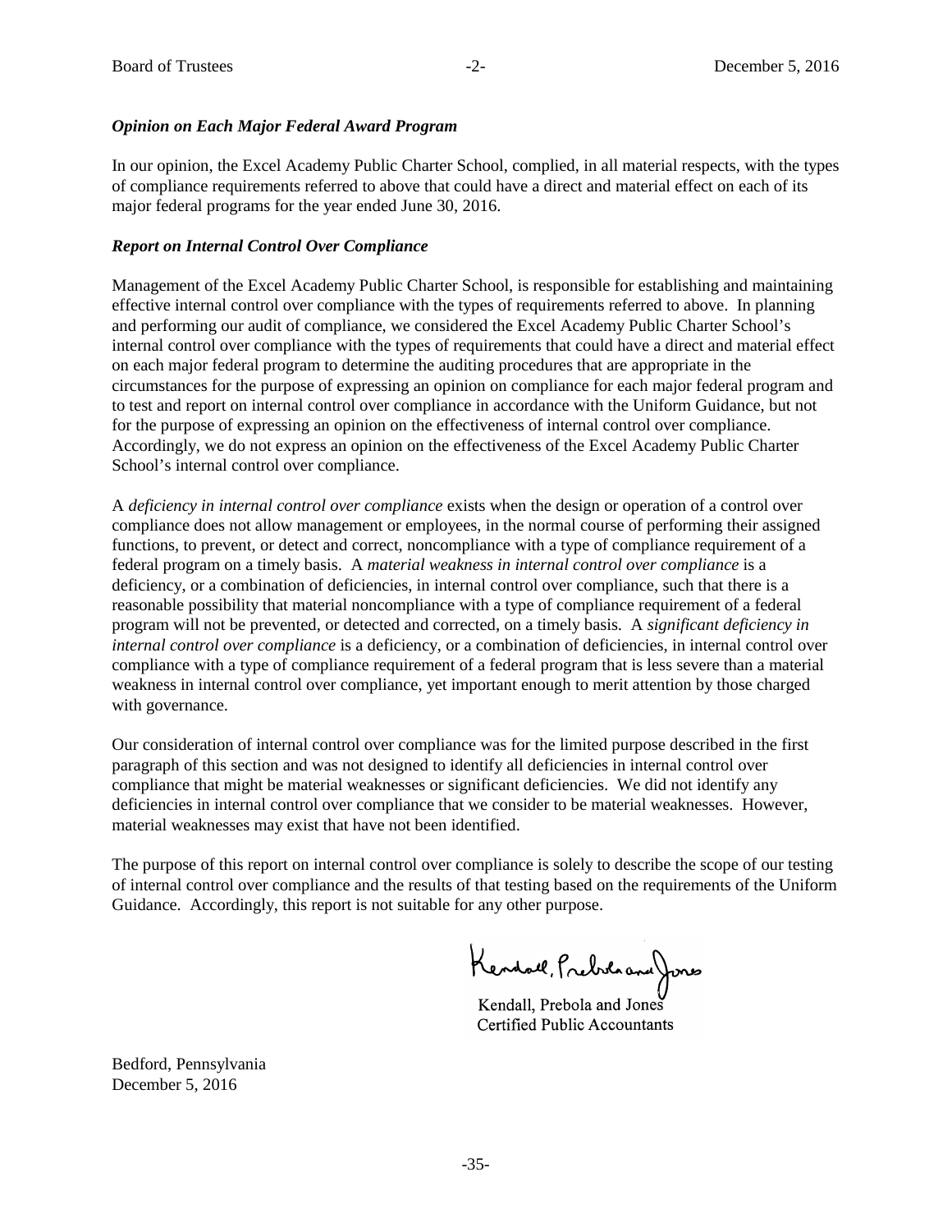***Opinion on Each Major Federal Award Program***

In our opinion, the Excel Academy Public Charter School, complied, in all material respects, with the types of compliance requirements referred to above that could have a direct and material effect on each of its major federal programs for the year ended June 30, 2016.

***Report on Internal Control Over Compliance***

Management of the Excel Academy Public Charter School, is responsible for establishing and maintaining effective internal control over compliance with the types of requirements referred to above. In planning and performing our audit of compliance, we considered the Excel Academy Public Charter School's internal control over compliance with the types of requirements that could have a direct and material effect on each major federal program to determine the auditing procedures that are appropriate in the circumstances for the purpose of expressing an opinion on compliance for each major federal program and to test and report on internal control over compliance in accordance with the Uniform Guidance, but not for the purpose of expressing an opinion on the effectiveness of internal control over compliance. Accordingly, we do not express an opinion on the effectiveness of the Excel Academy Public Charter School's internal control over compliance.

A *deficiency in internal control over compliance* exists when the design or operation of a control over compliance does not allow management or employees, in the normal course of performing their assigned functions, to prevent, or detect and correct, noncompliance with a type of compliance requirement of a federal program on a timely basis. A *material weakness in internal control over compliance* is a deficiency, or a combination of deficiencies, in internal control over compliance, such that there is a reasonable possibility that material noncompliance with a type of compliance requirement of a federal program will not be prevented, or detected and corrected, on a timely basis. A *significant deficiency in internal control over compliance* is a deficiency, or a combination of deficiencies, in internal control over compliance with a type of compliance requirement of a federal program that is less severe than a material weakness in internal control over compliance, yet important enough to merit attention by those charged with governance.

Our consideration of internal control over compliance was for the limited purpose described in the first paragraph of this section and was not designed to identify all deficiencies in internal control over compliance that might be material weaknesses or significant deficiencies. We did not identify any deficiencies in internal control over compliance that we consider to be material weaknesses. However, material weaknesses may exist that have not been identified.

The purpose of this report on internal control over compliance is solely to describe the scope of our testing of internal control over compliance and the results of that testing based on the requirements of the Uniform Guidance. Accordingly, this report is not suitable for any other purpose.

Kendall, Prebola and Jones
Kendall, Prebola and Jones
Certified Public Accountants

Bedford, Pennsylvania
December 5, 2016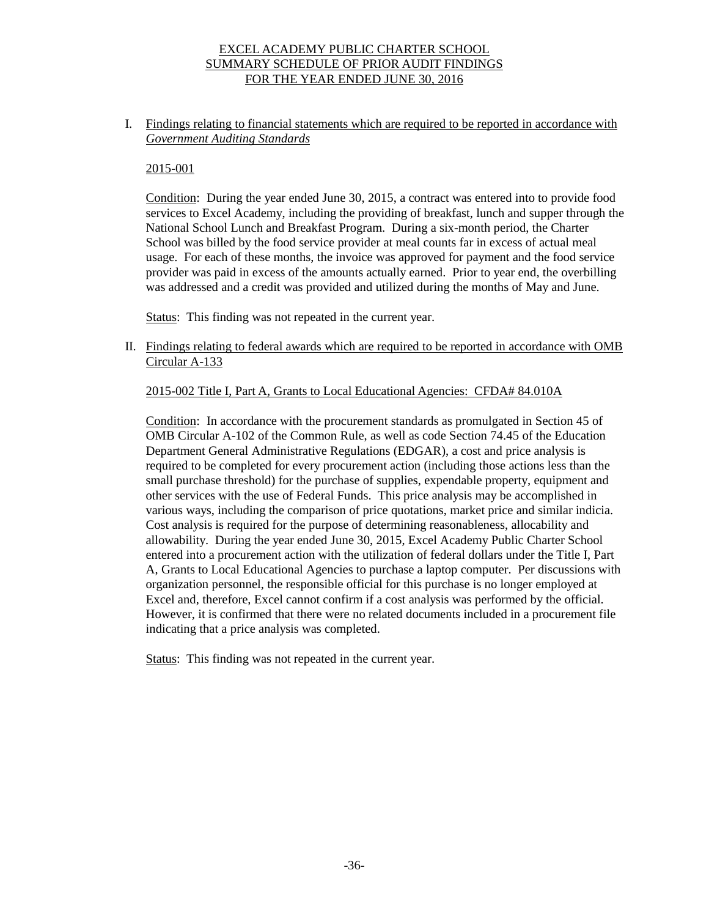# EXCEL ACADEMY PUBLIC CHARTER SCHOOL
## SUMMARY SCHEDULE OF PRIOR AUDIT FINDINGS
## FOR THE YEAR ENDED JUNE 30, 2016

I. Findings relating to financial statements which are required to be reported in accordance with *Government Auditing Standards*

2015-001

Condition: During the year ended June 30, 2015, a contract was entered into to provide food services to Excel Academy, including the providing of breakfast, lunch and supper through the National School Lunch and Breakfast Program. During a six-month period, the Charter School was billed by the food service provider at meal counts far in excess of actual meal usage. For each of these months, the invoice was approved for payment and the food service provider was paid in excess of the amounts actually earned. Prior to year end, the overbilling was addressed and a credit was provided and utilized during the months of May and June.

Status: This finding was not repeated in the current year.

II. Findings relating to federal awards which are required to be reported in accordance with OMB Circular A-133

2015-002 Title I, Part A, Grants to Local Educational Agencies: CFDA# 84.010A

Condition: In accordance with the procurement standards as promulgated in Section 45 of OMB Circular A-102 of the Common Rule, as well as code Section 74.45 of the Education Department General Administrative Regulations (EDGAR), a cost and price analysis is required to be completed for every procurement action (including those actions less than the small purchase threshold) for the purchase of supplies, expendable property, equipment and other services with the use of Federal Funds. This price analysis may be accomplished in various ways, including the comparison of price quotations, market price and similar indicia. Cost analysis is required for the purpose of determining reasonableness, allocability and allowability. During the year ended June 30, 2015, Excel Academy Public Charter School entered into a procurement action with the utilization of federal dollars under the Title I, Part A, Grants to Local Educational Agencies to purchase a laptop computer. Per discussions with organization personnel, the responsible official for this purchase is no longer employed at Excel and, therefore, Excel cannot confirm if a cost analysis was performed by the official. However, it is confirmed that there were no related documents included in a procurement file indicating that a price analysis was completed.

Status: This finding was not repeated in the current year.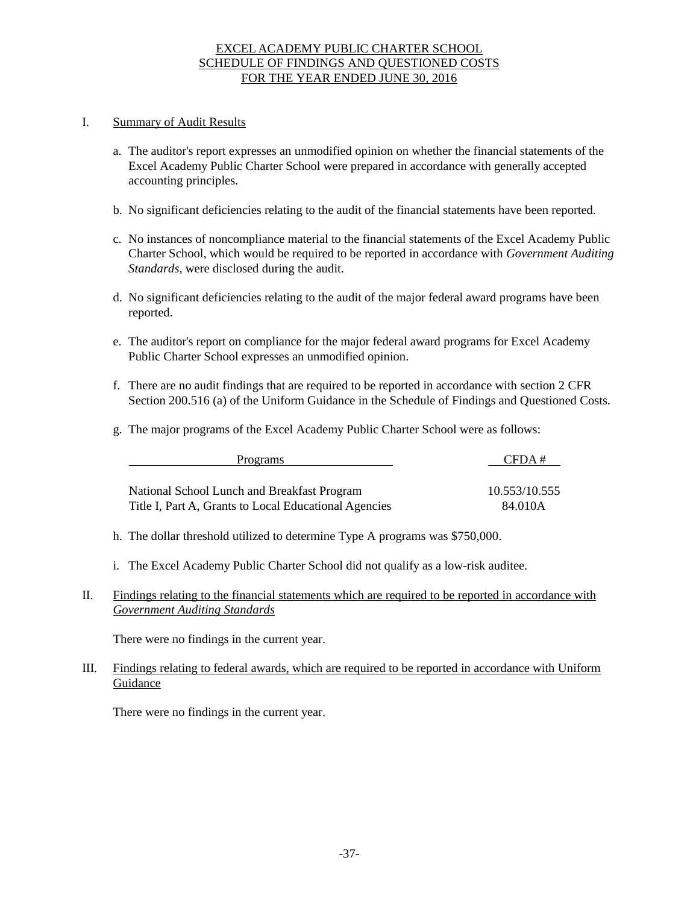# EXCEL ACADEMY PUBLIC CHARTER SCHOOL
## SCHEDULE OF FINDINGS AND QUESTIONED COSTS
## FOR THE YEAR ENDED JUNE 30, 2016

I. Summary of Audit Results

a. The auditor's report expresses an unmodified opinion on whether the financial statements of the Excel Academy Public Charter School were prepared in accordance with generally accepted accounting principles.

b. No significant deficiencies relating to the audit of the financial statements have been reported.

c. No instances of noncompliance material to the financial statements of the Excel Academy Public Charter School, which would be required to be reported in accordance with *Government Auditing Standards*, were disclosed during the audit.

d. No significant deficiencies relating to the audit of the major federal award programs have been reported.

e. The auditor's report on compliance for the major federal award programs for Excel Academy Public Charter School expresses an unmodified opinion.

f. There are no audit findings that are required to be reported in accordance with section 2 CFR Section 200.516 (a) of the Uniform Guidance in the Schedule of Findings and Questioned Costs.

g. The major programs of the Excel Academy Public Charter School were as follows:

| Programs | CFDA # |
|---|---|
| National School Lunch and Breakfast Program | 10.553/10.555 |
| Title I, Part A, Grants to Local Educational Agencies | 84.010A |

h. The dollar threshold utilized to determine Type A programs was $750,000.

i. The Excel Academy Public Charter School did not qualify as a low-risk auditee.

II. Findings relating to the financial statements which are required to be reported in accordance with *Government Auditing Standards*

There were no findings in the current year.

III. Findings relating to federal awards, which are required to be reported in accordance with Uniform Guidance

There were no findings in the current year.